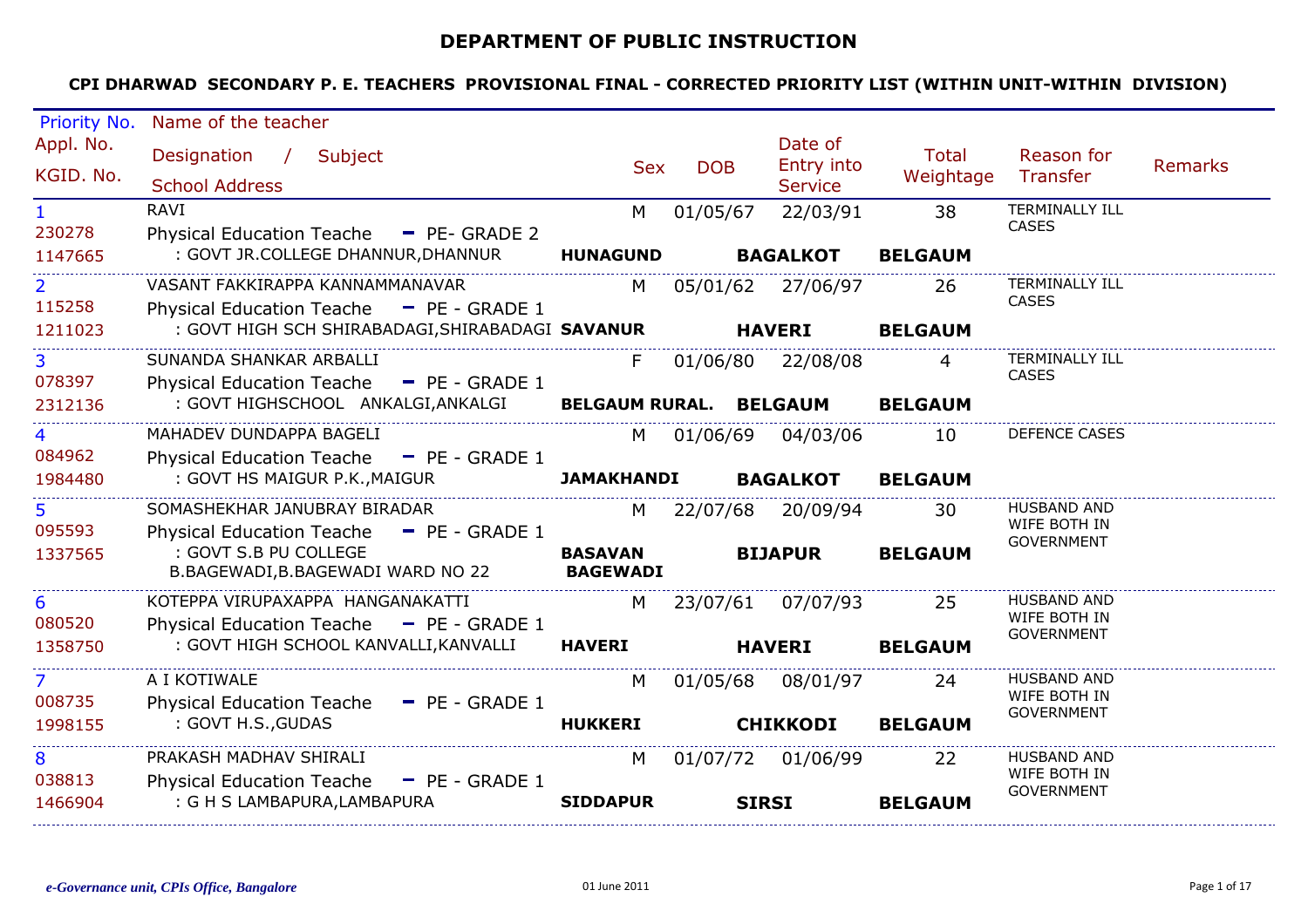# DEPARTMENT OF PUBLIC INSTRUCTION

## CPI DHARWAD SECONDARY P. E. TEACHERS PROVISIONAL FINAL - CORRECTED PRIORITY LIST (WITHIN UNIT-WITHIN DIVISION)

| Priority No. / Appl. No. / KGID. No. | Name of the teacher / Designation / Subject / School Address | Sex | DOB | Date of Entry into Service | Total Weightage | Reason for Transfer | Remarks |
|---|---|---|---|---|---|---|---|
| 1 / 230278 / 1147665 | RAVI / Physical Education Teache - PE- GRADE 2 / : GOVT JR.COLLEGE DHANNUR,DHANNUR **HUNAGUND** **BAGALKOT** **BELGAUM** | M | 01/05/67 | 22/03/91 | 38 | TERMINALLY ILL CASES | |
| 2 / 115258 / 1211023 | VASANT FAKKIRAPPA KANNAMMANAVAR / Physical Education Teache - PE - GRADE 1 / : GOVT HIGH SCH SHIRABADAGI,SHIRABADAGI **SAVANUR** **HAVERI** **BELGAUM** | M | 05/01/62 | 27/06/97 | 26 | TERMINALLY ILL CASES | |
| 3 / 078397 / 2312136 | SUNANDA SHANKAR ARBALLI / Physical Education Teache - PE - GRADE 1 / : GOVT HIGHSCHOOL ANKALGI,ANKALGI **BELGAUM RURAL.** **BELGAUM** **BELGAUM** | F | 01/06/80 | 22/08/08 | 4 | TERMINALLY ILL CASES | |
| 4 / 084962 / 1984480 | MAHADEV DUNDAPPA BAGELI / Physical Education Teache - PE - GRADE 1 / : GOVT HS MAIGUR P.K.,MAIGUR **JAMAKHANDI** **BAGALKOT** **BELGAUM** | M | 01/06/69 | 04/03/06 | 10 | DEFENCE CASES | |
| 5 / 095593 / 1337565 | SOMASHEKHAR JANUBRAY BIRADAR / Physical Education Teache - PE - GRADE 1 / : GOVT S.B PU COLLEGE B.BAGEWADI,B.BAGEWADI WARD NO 22 **BASAVAN BAGEWADI** **BIJAPUR** **BELGAUM** | M | 22/07/68 | 20/09/94 | 30 | HUSBAND AND WIFE BOTH IN GOVERNMENT | |
| 6 / 080520 / 1358750 | KOTEPPA VIRUPAXAPPA HANGANAKATTI / Physical Education Teache - PE - GRADE 1 / : GOVT HIGH SCHOOL KANVALLI,KANVALLI **HAVERI** **HAVERI** **BELGAUM** | M | 23/07/61 | 07/07/93 | 25 | HUSBAND AND WIFE BOTH IN GOVERNMENT | |
| 7 / 008735 / 1998155 | A I KOTIWALE / Physical Education Teache - PE - GRADE 1 / : GOVT H.S.,GUDAS **HUKKERI** **CHIKKODI** **BELGAUM** | M | 01/05/68 | 08/01/97 | 24 | HUSBAND AND WIFE BOTH IN GOVERNMENT | |
| 8 / 038813 / 1466904 | PRAKASH MADHAV SHIRALI / Physical Education Teache - PE - GRADE 1 / : G H S LAMBAPURA,LAMBAPURA **SIDDAPUR** **SIRSI** **BELGAUM** | M | 01/07/72 | 01/06/99 | 22 | HUSBAND AND WIFE BOTH IN GOVERNMENT | |

*e-Governance unit, CPIs Office, Bangalore* 01 June 2011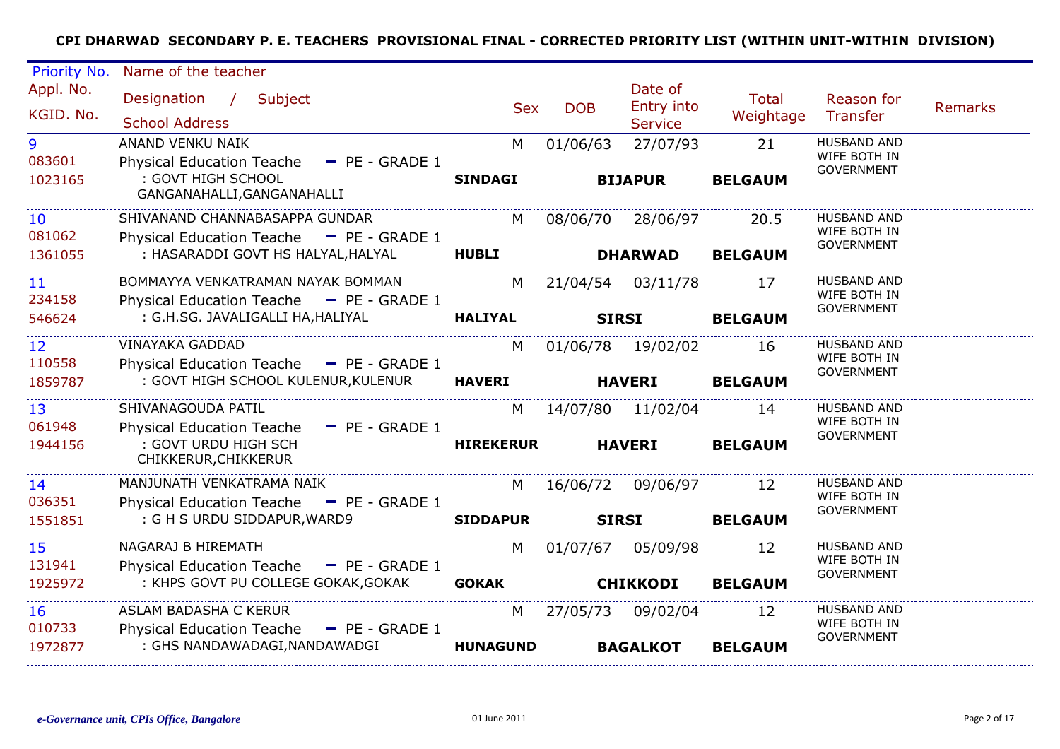**CPI DHARWAD SECONDARY P. E. TEACHERS PROVISIONAL FINAL - CORRECTED PRIORITY LIST (WITHIN UNIT-WITHIN DIVISION)**

| Priority No. / Appl. No. / KGID. No. | Name of the teacher / Designation / Subject / School Address | Sex | DOB | Date of Entry into Service | Total Weightage | Reason for Transfer | Remarks |
|---|---|---|---|---|---|---|---|
| 9 / 083601 / 1023165 | ANAND VENKU NAIK / Physical Education Teache - PE - GRADE 1 / : GOVT HIGH SCHOOL GANGANAHALLI,GANGANAHALLI / **SINDAGI** **BIJAPUR** **BELGAUM** | M | 01/06/63 | 27/07/93 | 21 | HUSBAND AND WIFE BOTH IN GOVERNMENT | |
| 10 / 081062 / 1361055 | SHIVANAND CHANNABASAPPA GUNDAR / Physical Education Teache - PE - GRADE 1 / : HASARADDI GOVT HS HALYAL,HALYAL / **HUBLI** **DHARWAD** **BELGAUM** | M | 08/06/70 | 28/06/97 | 20.5 | HUSBAND AND WIFE BOTH IN GOVERNMENT | |
| 11 / 234158 / 546624 | BOMMAYYA VENKATRAMAN NAYAK BOMMAN / Physical Education Teache - PE - GRADE 1 / : G.H.SG. JAVALIGALLI HA,HALIYAL / **HALIYAL** **SIRSI** **BELGAUM** | M | 21/04/54 | 03/11/78 | 17 | HUSBAND AND WIFE BOTH IN GOVERNMENT | |
| 12 / 110558 / 1859787 | VINAYAKA GADDAD / Physical Education Teache - PE - GRADE 1 / : GOVT HIGH SCHOOL KULENUR,KULENUR / **HAVERI** **HAVERI** **BELGAUM** | M | 01/06/78 | 19/02/02 | 16 | HUSBAND AND WIFE BOTH IN GOVERNMENT | |
| 13 / 061948 / 1944156 | SHIVANAGOUDA PATIL / Physical Education Teache - PE - GRADE 1 / : GOVT URDU HIGH SCH CHIKKERUR,CHIKKERUR / **HIREKERUR** **HAVERI** **BELGAUM** | M | 14/07/80 | 11/02/04 | 14 | HUSBAND AND WIFE BOTH IN GOVERNMENT | |
| 14 / 036351 / 1551851 | MANJUNATH VENKATRAMA NAIK / Physical Education Teache - PE - GRADE 1 / : G H S URDU SIDDAPUR,WARD9 / **SIDDAPUR** **SIRSI** **BELGAUM** | M | 16/06/72 | 09/06/97 | 12 | HUSBAND AND WIFE BOTH IN GOVERNMENT | |
| 15 / 131941 / 1925972 | NAGARAJ B HIREMATH / Physical Education Teache - PE - GRADE 1 / : KHPS GOVT PU COLLEGE GOKAK,GOKAK / **GOKAK** **CHIKKODI** **BELGAUM** | M | 01/07/67 | 05/09/98 | 12 | HUSBAND AND WIFE BOTH IN GOVERNMENT | |
| 16 / 010733 / 1972877 | ASLAM BADASHA C KERUR / Physical Education Teache - PE - GRADE 1 / : GHS NANDAWADAGI,NANDAWADGI / **HUNAGUND** **BAGALKOT** **BELGAUM** | M | 27/05/73 | 09/02/04 | 12 | HUSBAND AND WIFE BOTH IN GOVERNMENT | |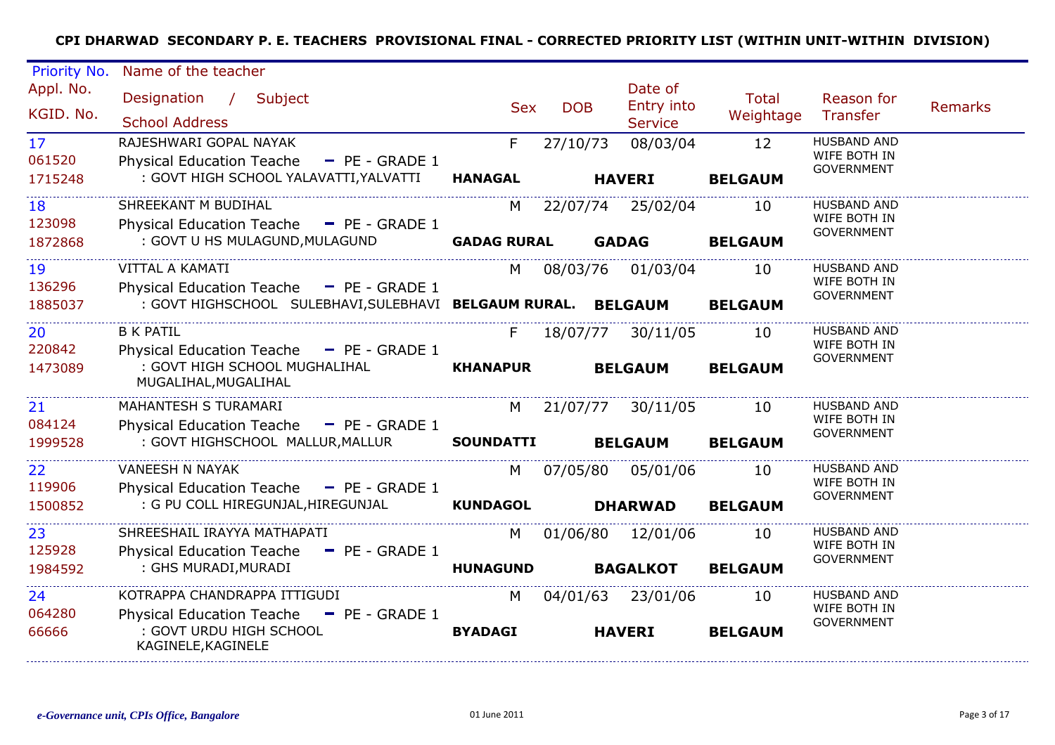**CPI DHARWAD SECONDARY P. E. TEACHERS PROVISIONAL FINAL - CORRECTED PRIORITY LIST (WITHIN UNIT-WITHIN DIVISION)**

| Priority No. / Appl. No. / KGID. No. | Name of the teacher / Designation / Subject / School Address | Sex | DOB | Date of Entry into Service | Total Weightage | Reason for Transfer | Remarks |
|---|---|---|---|---|---|---|---|
| 17 / 061520 / 1715248 | RAJESHWARI GOPAL NAYAK / Physical Education Teache - PE - GRADE 1 / : GOVT HIGH SCHOOL YALAVATTI,YALVATTI / **HANAGAL** / **HAVERI** / **BELGAUM** | F | 27/10/73 | 08/03/04 | 12 | HUSBAND AND WIFE BOTH IN GOVERNMENT | |
| 18 / 123098 / 1872868 | SHREEKANT M BUDIHAL / Physical Education Teache - PE - GRADE 1 / : GOVT U HS MULAGUND,MULAGUND / **GADAG RURAL** / **GADAG** / **BELGAUM** | M | 22/07/74 | 25/02/04 | 10 | HUSBAND AND WIFE BOTH IN GOVERNMENT | |
| 19 / 136296 / 1885037 | VITTAL A KAMATI / Physical Education Teache - PE - GRADE 1 / : GOVT HIGHSCHOOL SULEBHAVI,SULEBHAVI / **BELGAUM RURAL.** / **BELGAUM** / **BELGAUM** | M | 08/03/76 | 01/03/04 | 10 | HUSBAND AND WIFE BOTH IN GOVERNMENT | |
| 20 / 220842 / 1473089 | B K PATIL / Physical Education Teache - PE - GRADE 1 / : GOVT HIGH SCHOOL MUGHALIHAL MUGALIHAL,MUGALIHAL / **KHANAPUR** / **BELGAUM** / **BELGAUM** | F | 18/07/77 | 30/11/05 | 10 | HUSBAND AND WIFE BOTH IN GOVERNMENT | |
| 21 / 084124 / 1999528 | MAHANTESH S TURAMARI / Physical Education Teache - PE - GRADE 1 / : GOVT HIGHSCHOOL MALLUR,MALLUR / **SOUNDATTI** / **BELGAUM** / **BELGAUM** | M | 21/07/77 | 30/11/05 | 10 | HUSBAND AND WIFE BOTH IN GOVERNMENT | |
| 22 / 119906 / 1500852 | VANEESH N NAYAK / Physical Education Teache - PE - GRADE 1 / : G PU COLL HIREGUNJAL,HIREGUNJAL / **KUNDAGOL** / **DHARWAD** / **BELGAUM** | M | 07/05/80 | 05/01/06 | 10 | HUSBAND AND WIFE BOTH IN GOVERNMENT | |
| 23 / 125928 / 1984592 | SHREESHAIL IRAYYA MATHAPATI / Physical Education Teache - PE - GRADE 1 / : GHS MURADI,MURADI / **HUNAGUND** / **BAGALKOT** / **BELGAUM** | M | 01/06/80 | 12/01/06 | 10 | HUSBAND AND WIFE BOTH IN GOVERNMENT | |
| 24 / 064280 / 66666 | KOTRAPPA CHANDRAPPA ITTIGUDI / Physical Education Teache - PE - GRADE 1 / : GOVT URDU HIGH SCHOOL KAGINELE,KAGINELE / **BYADAGI** / **HAVERI** / **BELGAUM** | M | 04/01/63 | 23/01/06 | 10 | HUSBAND AND WIFE BOTH IN GOVERNMENT | |

*e-Governance unit, CPIs Office, Bangalore* 01 June 2011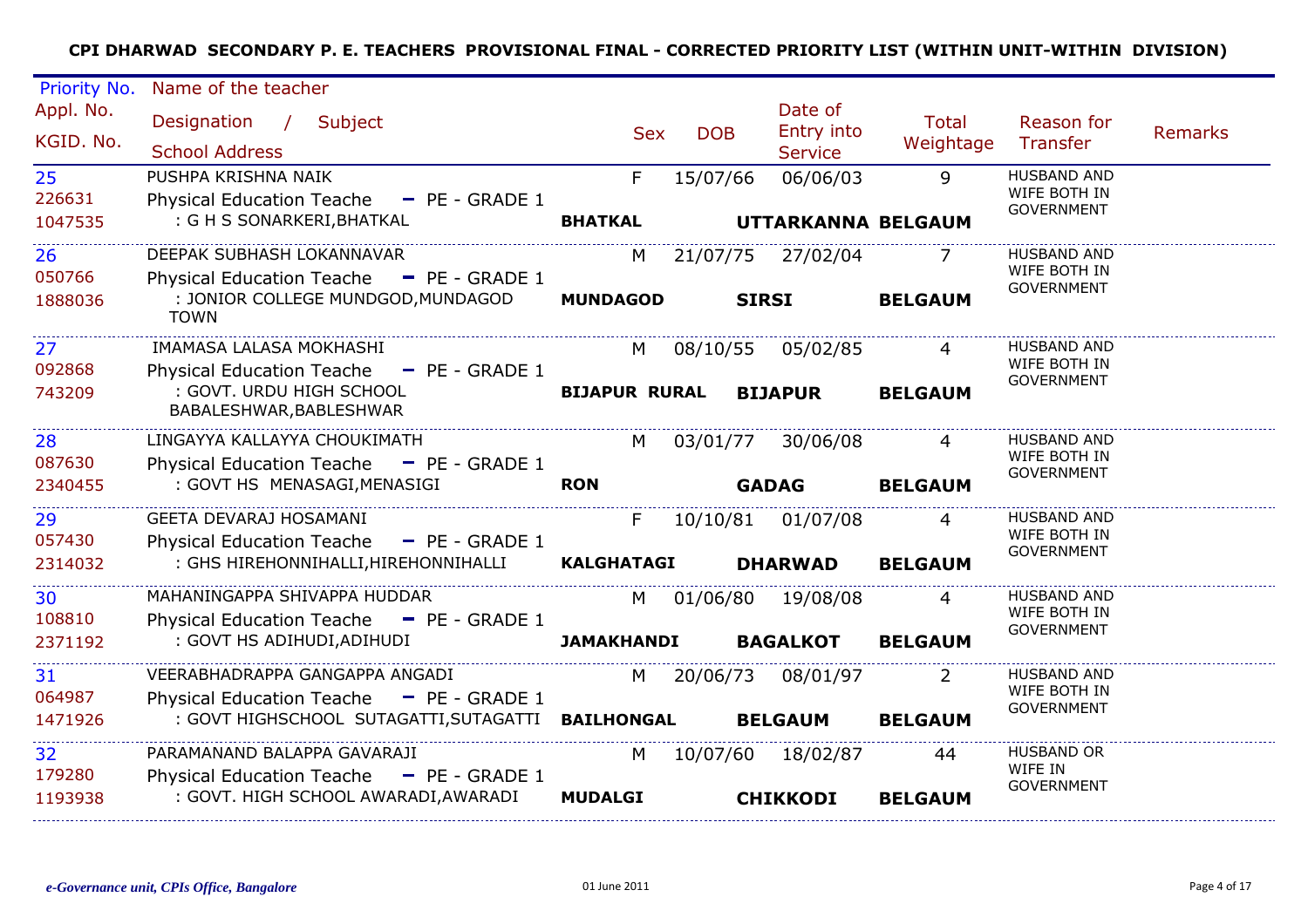**CPI DHARWAD SECONDARY P. E. TEACHERS PROVISIONAL FINAL - CORRECTED PRIORITY LIST (WITHIN UNIT-WITHIN DIVISION)**

| Priority No. / Appl. No. / KGID. No. | Name of the teacher / Designation / Subject / School Address | Sex | DOB | Date of Entry into Service | Total Weightage | Reason for Transfer | Remarks |
|---|---|---|---|---|---|---|---|
| 25 / 226631 / 1047535 | PUSHPA KRISHNA NAIK / Physical Education Teache - PE - GRADE 1 / : G H S SONARKERI,BHATKAL / **BHATKAL** **UTTARKANNA** **BELGAUM** | F | 15/07/66 | 06/06/03 | 9 | HUSBAND AND WIFE BOTH IN GOVERNMENT | |
| 26 / 050766 / 1888036 | DEEPAK SUBHASH LOKANNAVAR / Physical Education Teache - PE - GRADE 1 / : JONIOR COLLEGE MUNDGOD,MUNDAGOD TOWN / **MUNDAGOD** **SIRSI** **BELGAUM** | M | 21/07/75 | 27/02/04 | 7 | HUSBAND AND WIFE BOTH IN GOVERNMENT | |
| 27 / 092868 / 743209 | IMAMASA LALASA MOKHASHI / Physical Education Teache - PE - GRADE 1 / : GOVT. URDU HIGH SCHOOL BABALESHWAR,BABLESHWAR / **BIJAPUR RURAL** **BIJAPUR** **BELGAUM** | M | 08/10/55 | 05/02/85 | 4 | HUSBAND AND WIFE BOTH IN GOVERNMENT | |
| 28 / 087630 / 2340455 | LINGAYYA KALLAYYA CHOUKIMATH / Physical Education Teache - PE - GRADE 1 / : GOVT HS MENASAGI,MENASIGI / **RON** **GADAG** **BELGAUM** | M | 03/01/77 | 30/06/08 | 4 | HUSBAND AND WIFE BOTH IN GOVERNMENT | |
| 29 / 057430 / 2314032 | GEETA DEVARAJ HOSAMANI / Physical Education Teache - PE - GRADE 1 / : GHS HIREHONNIHALLI,HIREHONNIHALLI / **KALGHATAGI** **DHARWAD** **BELGAUM** | F | 10/10/81 | 01/07/08 | 4 | HUSBAND AND WIFE BOTH IN GOVERNMENT | |
| 30 / 108810 / 2371192 | MAHANINGAPPA SHIVAPPA HUDDAR / Physical Education Teache - PE - GRADE 1 / : GOVT HS ADIHUDI,ADIHUDI / **JAMAKHANDI** **BAGALKOT** **BELGAUM** | M | 01/06/80 | 19/08/08 | 4 | HUSBAND AND WIFE BOTH IN GOVERNMENT | |
| 31 / 064987 / 1471926 | VEERABHADRAPPA GANGAPPA ANGADI / Physical Education Teache - PE - GRADE 1 / : GOVT HIGHSCHOOL SUTAGATTI,SUTAGATTI / **BAILHONGAL** **BELGAUM** **BELGAUM** | M | 20/06/73 | 08/01/97 | 2 | HUSBAND AND WIFE BOTH IN GOVERNMENT | |
| 32 / 179280 / 1193938 | PARAMANAND BALAPPA GAVARAJI / Physical Education Teache - PE - GRADE 1 / : GOVT. HIGH SCHOOL AWARADI,AWARADI / **MUDALGI** **CHIKKODI** **BELGAUM** | M | 10/07/60 | 18/02/87 | 44 | HUSBAND OR WIFE IN GOVERNMENT | |

*e-Governance unit, CPIs Office, Bangalore* 01 June 2011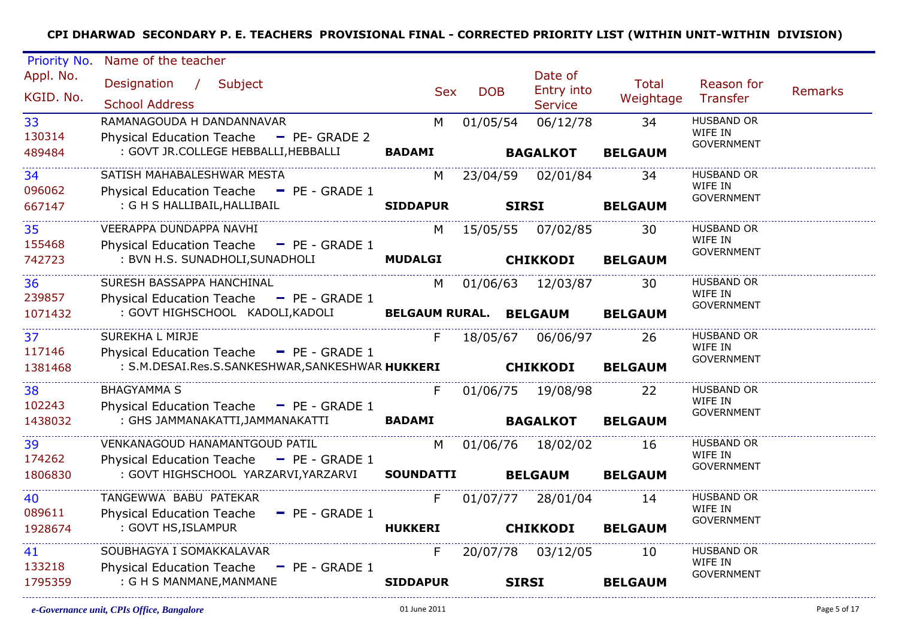**CPI DHARWAD SECONDARY P. E. TEACHERS PROVISIONAL FINAL - CORRECTED PRIORITY LIST (WITHIN UNIT-WITHIN DIVISION)**

| Priority No. / Appl. No. / KGID. No. | Name of the teacher / Designation / Subject / School Address | | Sex | DOB | Date of Entry into Service | Total Weightage | Reason for Transfer | Remarks |
|---|---|---|---|---|---|---|---|---|
| 33<br>130314<br>489484 | RAMANAGOUDA H DANDANNAVAR<br>Physical Education Teache - PE- GRADE 2<br>: GOVT JR.COLLEGE HEBBALLI,HEBBALLI | **BADAMI** | M | 01/05/54 | 06/12/78<br>**BAGALKOT** | 34<br>**BELGAUM** | HUSBAND OR WIFE IN GOVERNMENT | |
| 34<br>096062<br>667147 | SATISH MAHABALESHWAR MESTA<br>Physical Education Teache - PE - GRADE 1<br>: G H S HALLIBAIL,HALLIBAIL | **SIDDAPUR** | M | 23/04/59 | 02/01/84<br>**SIRSI** | 34<br>**BELGAUM** | HUSBAND OR WIFE IN GOVERNMENT | |
| 35<br>155468<br>742723 | VEERAPPA DUNDAPPA NAVHI<br>Physical Education Teache - PE - GRADE 1<br>: BVN H.S. SUNADHOLI,SUNADHOLI | **MUDALGI** | M | 15/05/55 | 07/02/85<br>**CHIKKODI** | 30<br>**BELGAUM** | HUSBAND OR WIFE IN GOVERNMENT | |
| 36<br>239857<br>1071432 | SURESH BASSAPPA HANCHINAL<br>Physical Education Teache - PE - GRADE 1<br>: GOVT HIGHSCHOOL KADOLI,KADOLI | **BELGAUM RURAL.** | M | 01/06/63 | 12/03/87<br>**BELGAUM** | 30<br>**BELGAUM** | HUSBAND OR WIFE IN GOVERNMENT | |
| 37<br>117146<br>1381468 | SUREKHA L MIRJE<br>Physical Education Teache - PE - GRADE 1<br>: S.M.DESAI.Res.S.SANKESHWAR,SANKESHWAR | **HUKKERI** | F | 18/05/67 | 06/06/97<br>**CHIKKODI** | 26<br>**BELGAUM** | HUSBAND OR WIFE IN GOVERNMENT | |
| 38<br>102243<br>1438032 | BHAGYAMMA S<br>Physical Education Teache - PE - GRADE 1<br>: GHS JAMMANAKATTI,JAMMANAKATTI | **BADAMI** | F | 01/06/75 | 19/08/98<br>**BAGALKOT** | 22<br>**BELGAUM** | HUSBAND OR WIFE IN GOVERNMENT | |
| 39<br>174262<br>1806830 | VENKANAGOUD HANAMANTGOUD PATIL<br>Physical Education Teache - PE - GRADE 1<br>: GOVT HIGHSCHOOL YARZARVI,YARZARVI | **SOUNDATTI** | M | 01/06/76 | 18/02/02<br>**BELGAUM** | 16<br>**BELGAUM** | HUSBAND OR WIFE IN GOVERNMENT | |
| 40<br>089611<br>1928674 | TANGEWWA BABU PATEKAR<br>Physical Education Teache - PE - GRADE 1<br>: GOVT HS,ISLAMPUR | **HUKKERI** | F | 01/07/77 | 28/01/04<br>**CHIKKODI** | 14<br>**BELGAUM** | HUSBAND OR WIFE IN GOVERNMENT | |
| 41<br>133218<br>1795359 | SOUBHAGYA I SOMAKKALAVAR<br>Physical Education Teache - PE - GRADE 1<br>: G H S MANMANE,MANMANE | **SIDDAPUR** | F | 20/07/78 | 03/12/05<br>**SIRSI** | 10<br>**BELGAUM** | HUSBAND OR WIFE IN GOVERNMENT | |

*e-Governance unit, CPIs Office, Bangalore* — 01 June 2011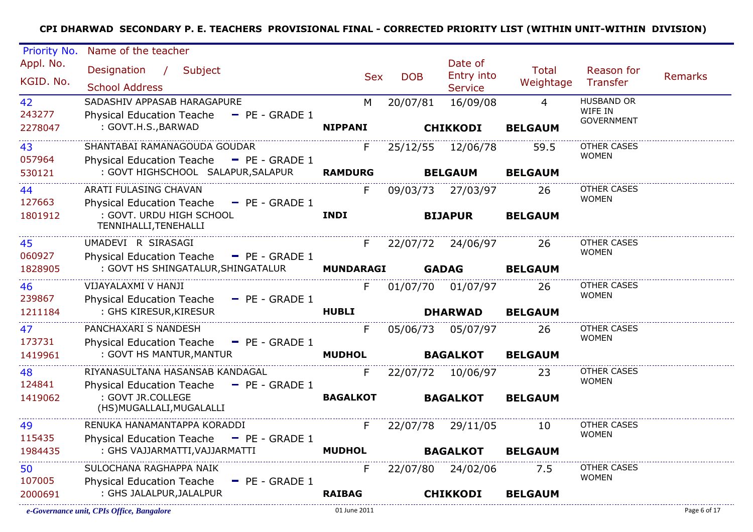**CPI DHARWAD SECONDARY P. E. TEACHERS PROVISIONAL FINAL - CORRECTED PRIORITY LIST (WITHIN UNIT-WITHIN DIVISION)**

| Priority No. / Appl. No. / KGID. No. | Name of the teacher / Designation / Subject / School Address | Sex | DOB | Date of Entry into Service | Total Weightage | Reason for Transfer | Remarks |
|---|---|---|---|---|---|---|---|
| 42 / 243277 / 2278047 | SADASHIV APPASAB HARAGAPURE / Physical Education Teache - PE - GRADE 1 / : GOVT.H.S.,BARWAD / **NIPPANI** **CHIKKODI** **BELGAUM** | M | 20/07/81 | 16/09/08 | 4 | HUSBAND OR WIFE IN GOVERNMENT | |
| 43 / 057964 / 530121 | SHANTABAI RAMANAGOUDA GOUDAR / Physical Education Teache - PE - GRADE 1 / : GOVT HIGHSCHOOL SALAPUR,SALAPUR / **RAMDURG** **BELGAUM** **BELGAUM** | F | 25/12/55 | 12/06/78 | 59.5 | OTHER CASES WOMEN | |
| 44 / 127663 / 1801912 | ARATI FULASING CHAVAN / Physical Education Teache - PE - GRADE 1 / : GOVT. URDU HIGH SCHOOL TENNIHALLI,TENEHALLI / **INDI** **BIJAPUR** **BELGAUM** | F | 09/03/73 | 27/03/97 | 26 | OTHER CASES WOMEN | |
| 45 / 060927 / 1828905 | UMADEVI R SIRASAGI / Physical Education Teache - PE - GRADE 1 / : GOVT HS SHINGATALUR,SHINGATALUR / **MUNDARAGI** **GADAG** **BELGAUM** | F | 22/07/72 | 24/06/97 | 26 | OTHER CASES WOMEN | |
| 46 / 239867 / 1211184 | VIJAYALAXMI V HANJI / Physical Education Teache - PE - GRADE 1 / : GHS KIRESUR,KIRESUR / **HUBLI** **DHARWAD** **BELGAUM** | F | 01/07/70 | 01/07/97 | 26 | OTHER CASES WOMEN | |
| 47 / 173731 / 1419961 | PANCHAXARI S NANDESH / Physical Education Teache - PE - GRADE 1 / : GOVT HS MANTUR,MANTUR / **MUDHOL** **BAGALKOT** **BELGAUM** | F | 05/06/73 | 05/07/97 | 26 | OTHER CASES WOMEN | |
| 48 / 124841 / 1419062 | RIYANASULTANA HASANSAB KANDAGAL / Physical Education Teache - PE - GRADE 1 / : GOVT JR.COLLEGE (HS)MUGALLALI,MUGALALLI / **BAGALKOT** **BAGALKOT** **BELGAUM** | F | 22/07/72 | 10/06/97 | 23 | OTHER CASES WOMEN | |
| 49 / 115435 / 1984435 | RENUKA HANAMANTAPPA KORADDI / Physical Education Teache - PE - GRADE 1 / : GHS VAJJARMATTI,VAJJARMATTI / **MUDHOL** **BAGALKOT** **BELGAUM** | F | 22/07/78 | 29/11/05 | 10 | OTHER CASES WOMEN | |
| 50 / 107005 / 2000691 | SULOCHANA RAGHAPPA NAIK / Physical Education Teache - PE - GRADE 1 / : GHS JALALPUR,JALALPUR / **RAIBAG** **CHIKKODI** **BELGAUM** | F | 22/07/80 | 24/02/06 | 7.5 | OTHER CASES WOMEN | |

*e-Governance unit, CPIs Office, Bangalore* — 01 June 2011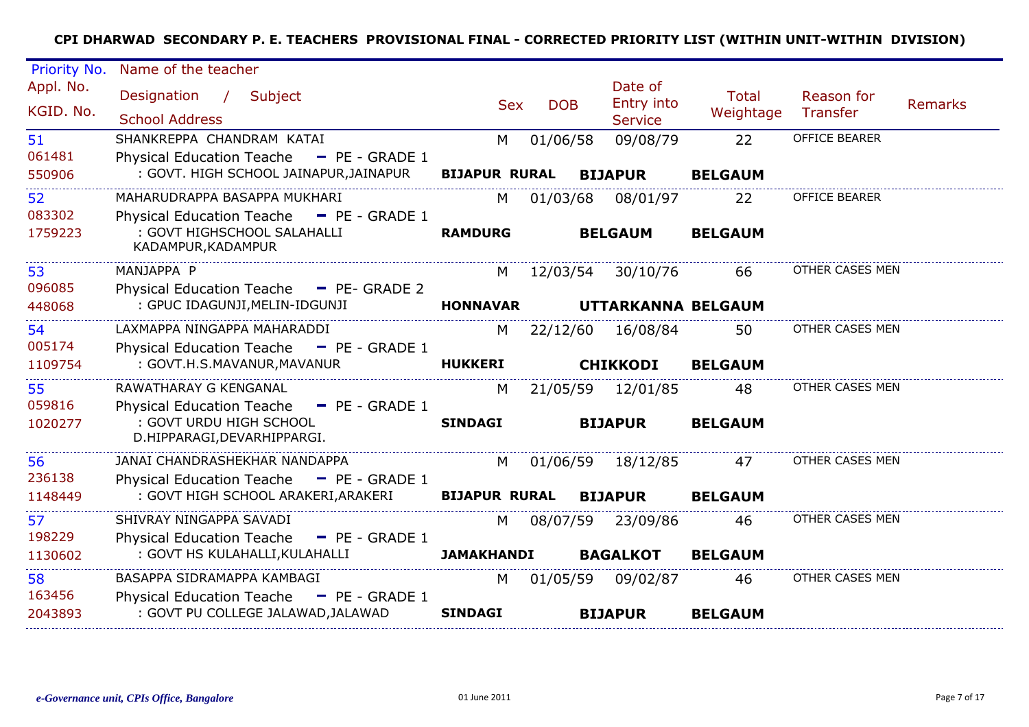**CPI DHARWAD SECONDARY P. E. TEACHERS PROVISIONAL FINAL - CORRECTED PRIORITY LIST (WITHIN UNIT-WITHIN DIVISION)**

| Priority No. / Appl. No. / KGID. No. | Name of the teacher / Designation / Subject / School Address | Sex | DOB | Date of Entry into Service | Total Weightage | Reason for Transfer | Remarks |
|---|---|---|---|---|---|---|---|
| 51 / 061481 / 550906 | SHANKREPPA CHANDRAM KATAI / Physical Education Teache - PE - GRADE 1 / : GOVT. HIGH SCHOOL JAINAPUR,JAINAPUR / **BIJAPUR RURAL** **BIJAPUR** **BELGAUM** | M | 01/06/58 | 09/08/79 | 22 | OFFICE BEARER | |
| 52 / 083302 / 1759223 | MAHARUDRAPPA BASAPPA MUKHARI / Physical Education Teache - PE - GRADE 1 / : GOVT HIGHSCHOOL SALAHALLI KADAMPUR,KADAMPUR / **RAMDURG** **BELGAUM** **BELGAUM** | M | 01/03/68 | 08/01/97 | 22 | OFFICE BEARER | |
| 53 / 096085 / 448068 | MANJAPPA P / Physical Education Teache - PE- GRADE 2 / : GPUC IDAGUNJI,MELIN-IDGUNJI / **HONNAVAR** **UTTARKANNA** **BELGAUM** | M | 12/03/54 | 30/10/76 | 66 | OTHER CASES MEN | |
| 54 / 005174 / 1109754 | LAXMAPPA NINGAPPA MAHARADDI / Physical Education Teache - PE - GRADE 1 / : GOVT.H.S.MAVANUR,MAVANUR / **HUKKERI** **CHIKKODI** **BELGAUM** | M | 22/12/60 | 16/08/84 | 50 | OTHER CASES MEN | |
| 55 / 059816 / 1020277 | RAWATHARAY G KENGANAL / Physical Education Teache - PE - GRADE 1 / : GOVT URDU HIGH SCHOOL D.HIPPARAGI,DEVARHIPPARGI. / **SINDAGI** **BIJAPUR** **BELGAUM** | M | 21/05/59 | 12/01/85 | 48 | OTHER CASES MEN | |
| 56 / 236138 / 1148449 | JANAI CHANDRASHEKHAR NANDAPPA / Physical Education Teache - PE - GRADE 1 / : GOVT HIGH SCHOOL ARAKERI,ARAKERI / **BIJAPUR RURAL** **BIJAPUR** **BELGAUM** | M | 01/06/59 | 18/12/85 | 47 | OTHER CASES MEN | |
| 57 / 198229 / 1130602 | SHIVRAY NINGAPPA SAVADI / Physical Education Teache - PE - GRADE 1 / : GOVT HS KULAHALLI,KULAHALLI / **JAMAKHANDI** **BAGALKOT** **BELGAUM** | M | 08/07/59 | 23/09/86 | 46 | OTHER CASES MEN | |
| 58 / 163456 / 2043893 | BASAPPA SIDRAMAPPA KAMBAGI / Physical Education Teache - PE - GRADE 1 / : GOVT PU COLLEGE JALAWAD,JALAWAD / **SINDAGI** **BIJAPUR** **BELGAUM** | M | 01/05/59 | 09/02/87 | 46 | OTHER CASES MEN | |

*e-Governance unit, CPIs Office, Bangalore* 01 June 2011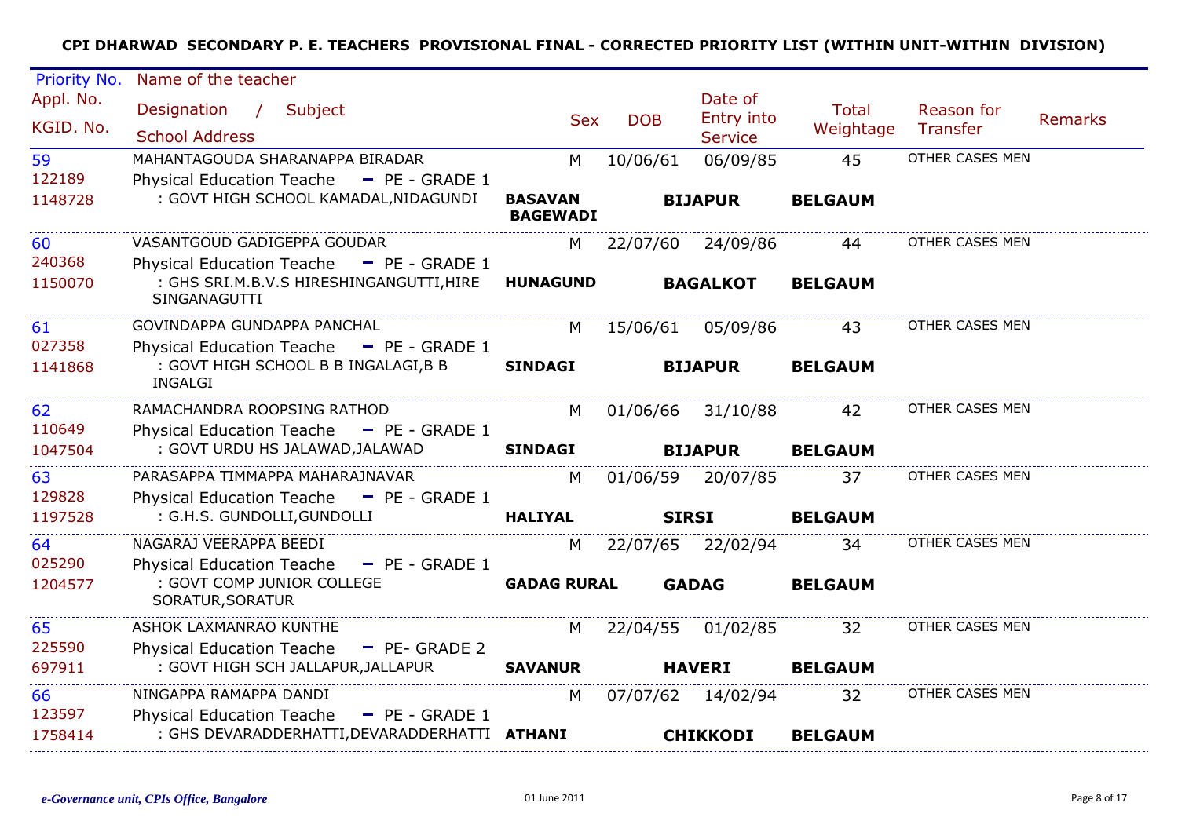**CPI DHARWAD SECONDARY P. E. TEACHERS PROVISIONAL FINAL - CORRECTED PRIORITY LIST (WITHIN UNIT-WITHIN DIVISION)**

| Priority No. / Appl. No. / KGID. No. | Name of the teacher / Designation / Subject / School Address | Sex | DOB | Date of Entry into Service | Total Weightage | Reason for Transfer | Remarks |
|---|---|---|---|---|---|---|---|
| 59<br>122189<br>1148728 | MAHANTAGOUDA SHARANAPPA BIRADAR<br>Physical Education Teache - PE - GRADE 1<br>: GOVT HIGH SCHOOL KAMADAL,NIDAGUNDI<br>**BASAVAN BAGEWADI** **BIJAPUR** **BELGAUM** | M | 10/06/61 | 06/09/85 | 45 | OTHER CASES MEN | |
| 60<br>240368<br>1150070 | VASANTGOUD GADIGEPPA GOUDAR<br>Physical Education Teache - PE - GRADE 1<br>: GHS SRI.M.B.V.S HIRESHINGANGUTTI,HIRE SINGANAGUTTI<br>**HUNAGUND** **BAGALKOT** **BELGAUM** | M | 22/07/60 | 24/09/86 | 44 | OTHER CASES MEN | |
| 61<br>027358<br>1141868 | GOVINDAPPA GUNDAPPA PANCHAL<br>Physical Education Teache - PE - GRADE 1<br>: GOVT HIGH SCHOOL B B INGALAGI,B B INGALGI<br>**SINDAGI** **BIJAPUR** **BELGAUM** | M | 15/06/61 | 05/09/86 | 43 | OTHER CASES MEN | |
| 62<br>110649<br>1047504 | RAMACHANDRA ROOPSING RATHOD<br>Physical Education Teache - PE - GRADE 1<br>: GOVT URDU HS JALAWAD,JALAWAD<br>**SINDAGI** **BIJAPUR** **BELGAUM** | M | 01/06/66 | 31/10/88 | 42 | OTHER CASES MEN | |
| 63<br>129828<br>1197528 | PARASAPPA TIMMAPPA MAHARAJNAVAR<br>Physical Education Teache - PE - GRADE 1<br>: G.H.S. GUNDOLLI,GUNDOLLI<br>**HALIYAL** **SIRSI** **BELGAUM** | M | 01/06/59 | 20/07/85 | 37 | OTHER CASES MEN | |
| 64<br>025290<br>1204577 | NAGARAJ VEERAPPA BEEDI<br>Physical Education Teache - PE - GRADE 1<br>: GOVT COMP JUNIOR COLLEGE SORATUR,SORATUR<br>**GADAG RURAL** **GADAG** **BELGAUM** | M | 22/07/65 | 22/02/94 | 34 | OTHER CASES MEN | |
| 65<br>225590<br>697911 | ASHOK LAXMANRAO KUNTHE<br>Physical Education Teache - PE- GRADE 2<br>: GOVT HIGH SCH JALLAPUR,JALLAPUR<br>**SAVANUR** **HAVERI** **BELGAUM** | M | 22/04/55 | 01/02/85 | 32 | OTHER CASES MEN | |
| 66<br>123597<br>1758414 | NINGAPPA RAMAPPA DANDI<br>Physical Education Teache - PE - GRADE 1<br>: GHS DEVARADDERHATTI,DEVARADDERHATTI<br>**ATHANI** **CHIKKODI** **BELGAUM** | M | 07/07/62 | 14/02/94 | 32 | OTHER CASES MEN | |

*e-Governance unit, CPIs Office, Bangalore* 01 June 2011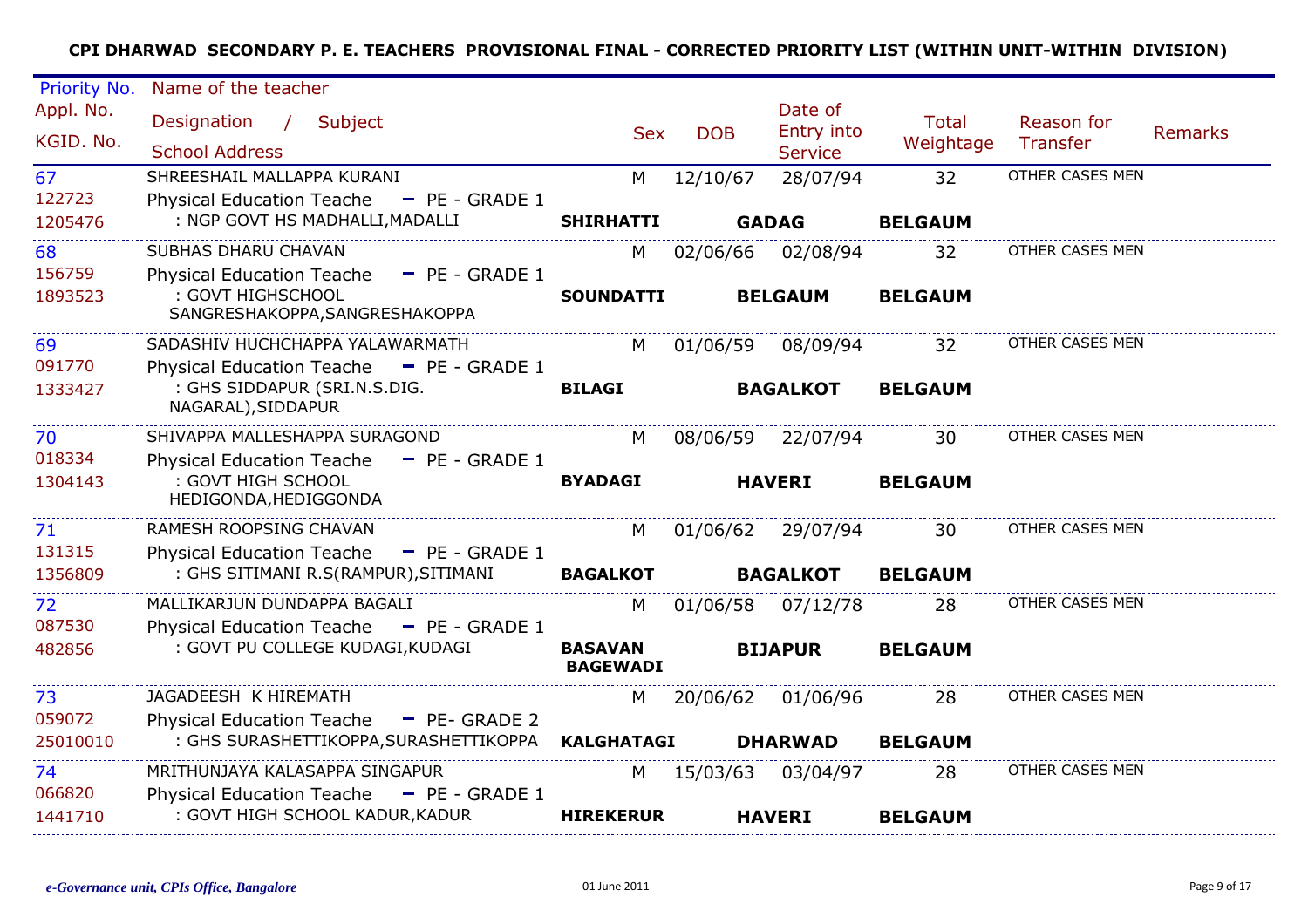**CPI DHARWAD SECONDARY P. E. TEACHERS PROVISIONAL FINAL - CORRECTED PRIORITY LIST (WITHIN UNIT-WITHIN DIVISION)**

| Priority No. / Appl. No. / KGID. No. | Name of the teacher / Designation / Subject / School Address | Sex | DOB | Date of Entry into Service | Total Weightage | Reason for Transfer | Remarks |
|---|---|---|---|---|---|---|---|
| 67 / 122723 / 1205476 | SHREESHAIL MALLAPPA KURANI / Physical Education Teache - PE - GRADE 1 / : NGP GOVT HS MADHALLI,MADALLI / **SHIRHATTI** **GADAG** **BELGAUM** | M | 12/10/67 | 28/07/94 | 32 | OTHER CASES MEN | |
| 68 / 156759 / 1893523 | SUBHAS DHARU CHAVAN / Physical Education Teache - PE - GRADE 1 / : GOVT HIGHSCHOOL SANGRESHAKOPPA,SANGRESHAKOPPA / **SOUNDATTI** **BELGAUM** **BELGAUM** | M | 02/06/66 | 02/08/94 | 32 | OTHER CASES MEN | |
| 69 / 091770 / 1333427 | SADASHIV HUCHCHAPPA YALAWARMATH / Physical Education Teache - PE - GRADE 1 / : GHS SIDDAPUR (SRI.N.S.DIG. NAGARAL),SIDDAPUR / **BILAGI** **BAGALKOT** **BELGAUM** | M | 01/06/59 | 08/09/94 | 32 | OTHER CASES MEN | |
| 70 / 018334 / 1304143 | SHIVAPPA MALLESHAPPA SURAGOND / Physical Education Teache - PE - GRADE 1 / : GOVT HIGH SCHOOL HEDIGONDA,HEDIGGONDA / **BYADAGI** **HAVERI** **BELGAUM** | M | 08/06/59 | 22/07/94 | 30 | OTHER CASES MEN | |
| 71 / 131315 / 1356809 | RAMESH ROOPSING CHAVAN / Physical Education Teache - PE - GRADE 1 / : GHS SITIMANI R.S(RAMPUR),SITIMANI / **BAGALKOT** **BAGALKOT** **BELGAUM** | M | 01/06/62 | 29/07/94 | 30 | OTHER CASES MEN | |
| 72 / 087530 / 482856 | MALLIKARJUN DUNDAPPA BAGALI / Physical Education Teache - PE - GRADE 1 / : GOVT PU COLLEGE KUDAGI,KUDAGI / **BASAVAN BAGEWADI** **BIJAPUR** **BELGAUM** | M | 01/06/58 | 07/12/78 | 28 | OTHER CASES MEN | |
| 73 / 059072 / 25010010 | JAGADEESH K HIREMATH / Physical Education Teache - PE- GRADE 2 / : GHS SURASHETTIKOPPA,SURASHETTIKOPPA / **KALGHATAGI** **DHARWAD** **BELGAUM** | M | 20/06/62 | 01/06/96 | 28 | OTHER CASES MEN | |
| 74 / 066820 / 1441710 | MRITHUNJAYA KALASAPPA SINGAPUR / Physical Education Teache - PE - GRADE 1 / : GOVT HIGH SCHOOL KADUR,KADUR / **HIREKERUR** **HAVERI** **BELGAUM** | M | 15/03/63 | 03/04/97 | 28 | OTHER CASES MEN | |

*e-Governance unit, CPIs Office, Bangalore* 01 June 2011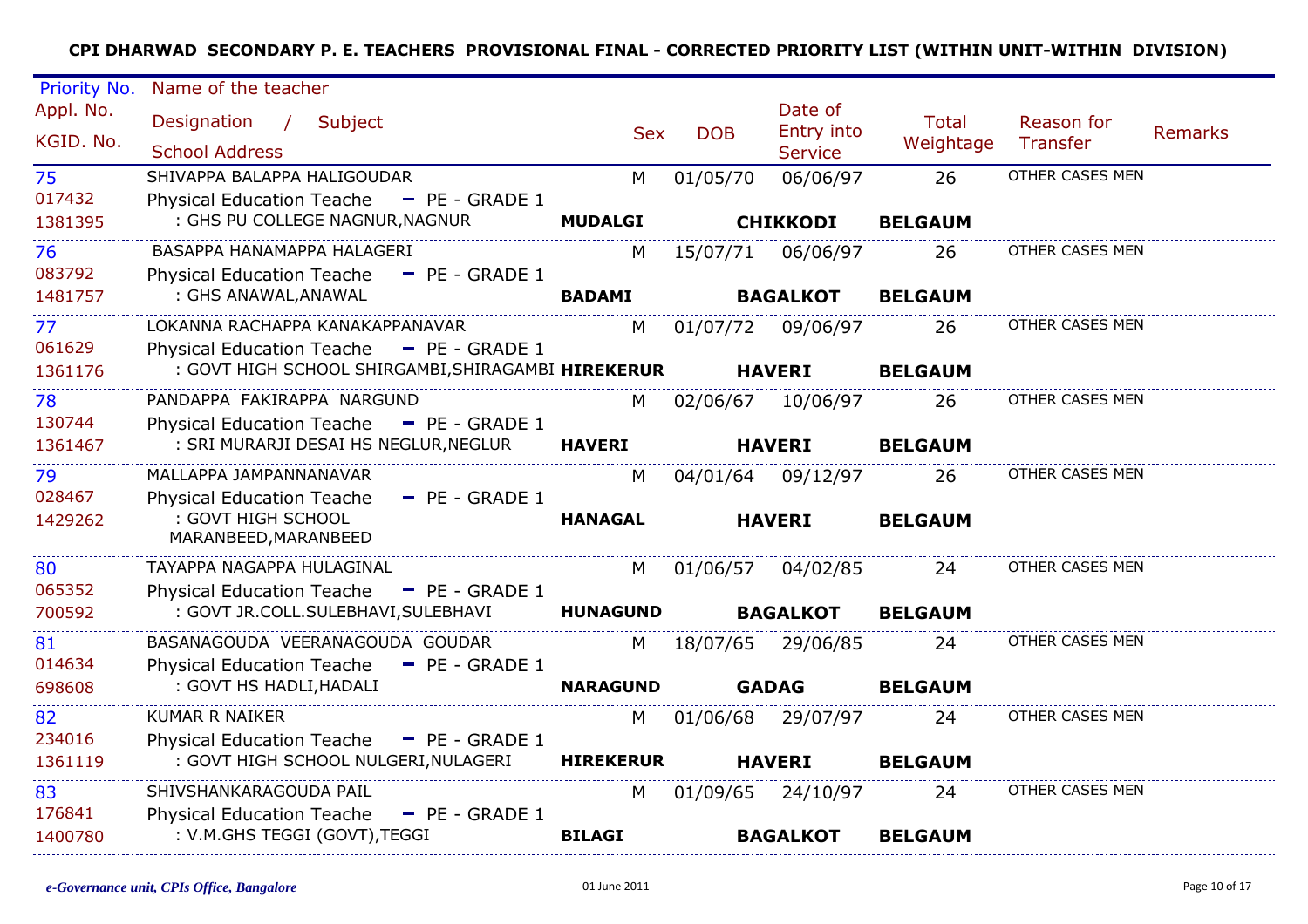**CPI DHARWAD SECONDARY P. E. TEACHERS PROVISIONAL FINAL - CORRECTED PRIORITY LIST (WITHIN UNIT-WITHIN DIVISION)**

| Priority No. / Appl. No. / KGID. No. | Name of the teacher / Designation / Subject / School Address | | Sex | DOB | Date of Entry into Service | Total Weightage | Reason for Transfer | Remarks |
|---|---|---|---|---|---|---|---|---|
| 75<br>017432<br>1381395 | SHIVAPPA BALAPPA HALIGOUDAR<br>Physical Education Teache - PE - GRADE 1<br>: GHS PU COLLEGE NAGNUR,NAGNUR | **MUDALGI** | M | 01/05/70 | 06/06/97<br>**CHIKKODI** | 26<br>**BELGAUM** | OTHER CASES MEN | |
| 76<br>083792<br>1481757 | BASAPPA HANAMAPPA HALAGERI<br>Physical Education Teache - PE - GRADE 1<br>: GHS ANAWAL,ANAWAL | **BADAMI** | M | 15/07/71 | 06/06/97<br>**BAGALKOT** | 26<br>**BELGAUM** | OTHER CASES MEN | |
| 77<br>061629<br>1361176 | LOKANNA RACHAPPA KANAKAPPANAVAR<br>Physical Education Teache - PE - GRADE 1<br>: GOVT HIGH SCHOOL SHIRGAMBI,SHIRAGAMBI | **HIREKERUR** | M | 01/07/72 | 09/06/97<br>**HAVERI** | 26<br>**BELGAUM** | OTHER CASES MEN | |
| 78<br>130744<br>1361467 | PANDAPPA FAKIRAPPA NARGUND<br>Physical Education Teache - PE - GRADE 1<br>: SRI MURARJI DESAI HS NEGLUR,NEGLUR | **HAVERI** | M | 02/06/67 | 10/06/97<br>**HAVERI** | 26<br>**BELGAUM** | OTHER CASES MEN | |
| 79<br>028467<br>1429262 | MALLAPPA JAMPANNANAVAR<br>Physical Education Teache - PE - GRADE 1<br>: GOVT HIGH SCHOOL MARANBEED,MARANBEED | **HANAGAL** | M | 04/01/64 | 09/12/97<br>**HAVERI** | 26<br>**BELGAUM** | OTHER CASES MEN | |
| 80<br>065352<br>700592 | TAYAPPA NAGAPPA HULAGINAL<br>Physical Education Teache - PE - GRADE 1<br>: GOVT JR.COLL.SULEBHAVI,SULEBHAVI | **HUNAGUND** | M | 01/06/57 | 04/02/85<br>**BAGALKOT** | 24<br>**BELGAUM** | OTHER CASES MEN | |
| 81<br>014634<br>698608 | BASANAGOUDA VEERANAGOUDA GOUDAR<br>Physical Education Teache - PE - GRADE 1<br>: GOVT HS HADLI,HADALI | **NARAGUND** | M | 18/07/65 | 29/06/85<br>**GADAG** | 24<br>**BELGAUM** | OTHER CASES MEN | |
| 82<br>234016<br>1361119 | KUMAR R NAIKER<br>Physical Education Teache - PE - GRADE 1<br>: GOVT HIGH SCHOOL NULGERI,NULAGERI | **HIREKERUR** | M | 01/06/68 | 29/07/97<br>**HAVERI** | 24<br>**BELGAUM** | OTHER CASES MEN | |
| 83<br>176841<br>1400780 | SHIVSHANKARAGOUDA PAIL<br>Physical Education Teache - PE - GRADE 1<br>: V.M.GHS TEGGI (GOVT),TEGGI | **BILAGI** | M | 01/09/65 | 24/10/97<br>**BAGALKOT** | 24<br>**BELGAUM** | OTHER CASES MEN | |

*e-Governance unit, CPIs Office, Bangalore* — 01 June 2011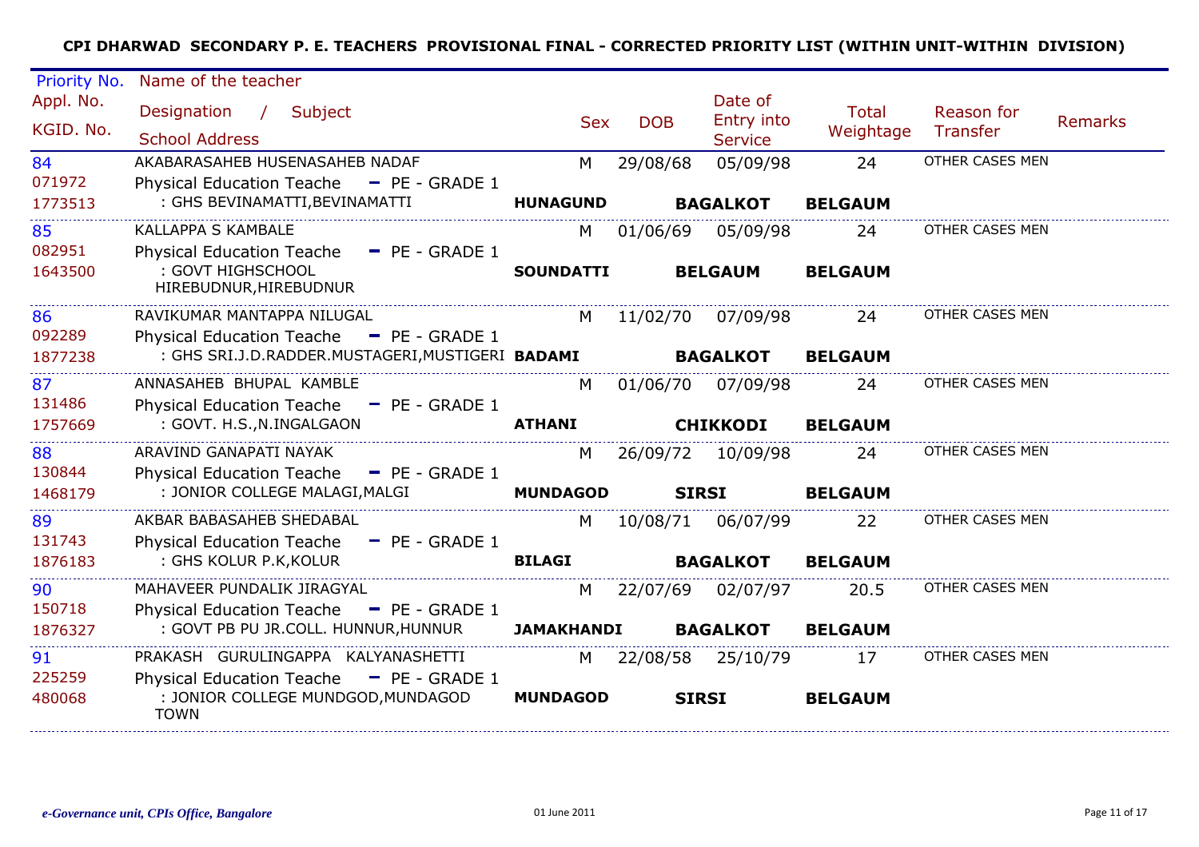**CPI DHARWAD SECONDARY P. E. TEACHERS PROVISIONAL FINAL - CORRECTED PRIORITY LIST (WITHIN UNIT-WITHIN DIVISION)**

| Priority No. / Appl. No. / KGID. No. | Name of the teacher / Designation / Subject / School Address | Sex | DOB | Date of Entry into Service | Total Weightage | Reason for Transfer | Remarks |
|---|---|---|---|---|---|---|---|
| 84 / 071972 / 1773513 | AKABARASAHEB HUSENASAHEB NADAF / Physical Education Teache - PE - GRADE 1 / : GHS BEVINAMATTI,BEVINAMATTI / **HUNAGUND** **BAGALKOT** **BELGAUM** | M | 29/08/68 | 05/09/98 | 24 | OTHER CASES MEN | |
| 85 / 082951 / 1643500 | KALLAPPA S KAMBALE / Physical Education Teache - PE - GRADE 1 / : GOVT HIGHSCHOOL HIREBUDNUR,HIREBUDNUR / **SOUNDATTI** **BELGAUM** **BELGAUM** | M | 01/06/69 | 05/09/98 | 24 | OTHER CASES MEN | |
| 86 / 092289 / 1877238 | RAVIKUMAR MANTAPPA NILUGAL / Physical Education Teache - PE - GRADE 1 / : GHS SRI.J.D.RADDER.MUSTAGERI,MUSTIGERI / **BADAMI** **BAGALKOT** **BELGAUM** | M | 11/02/70 | 07/09/98 | 24 | OTHER CASES MEN | |
| 87 / 131486 / 1757669 | ANNASAHEB BHUPAL KAMBLE / Physical Education Teache - PE - GRADE 1 / : GOVT. H.S.,N.INGALGAON / **ATHANI** **CHIKKODI** **BELGAUM** | M | 01/06/70 | 07/09/98 | 24 | OTHER CASES MEN | |
| 88 / 130844 / 1468179 | ARAVIND GANAPATI NAYAK / Physical Education Teache - PE - GRADE 1 / : JONIOR COLLEGE MALAGI,MALGI / **MUNDAGOD** **SIRSI** **BELGAUM** | M | 26/09/72 | 10/09/98 | 24 | OTHER CASES MEN | |
| 89 / 131743 / 1876183 | AKBAR BABASAHEB SHEDABAL / Physical Education Teache - PE - GRADE 1 / : GHS KOLUR P.K,KOLUR / **BILAGI** **BAGALKOT** **BELGAUM** | M | 10/08/71 | 06/07/99 | 22 | OTHER CASES MEN | |
| 90 / 150718 / 1876327 | MAHAVEER PUNDALIK JIRAGYAL / Physical Education Teache - PE - GRADE 1 / : GOVT PB PU JR.COLL. HUNNUR,HUNNUR / **JAMAKHANDI** **BAGALKOT** **BELGAUM** | M | 22/07/69 | 02/07/97 | 20.5 | OTHER CASES MEN | |
| 91 / 225259 / 480068 | PRAKASH GURULINGAPPA KALYANASHETTI / Physical Education Teache - PE - GRADE 1 / : JONIOR COLLEGE MUNDGOD,MUNDAGOD TOWN / **MUNDAGOD** **SIRSI** **BELGAUM** | M | 22/08/58 | 25/10/79 | 17 | OTHER CASES MEN | |

*e-Governance unit, CPIs Office, Bangalore* 01 June 2011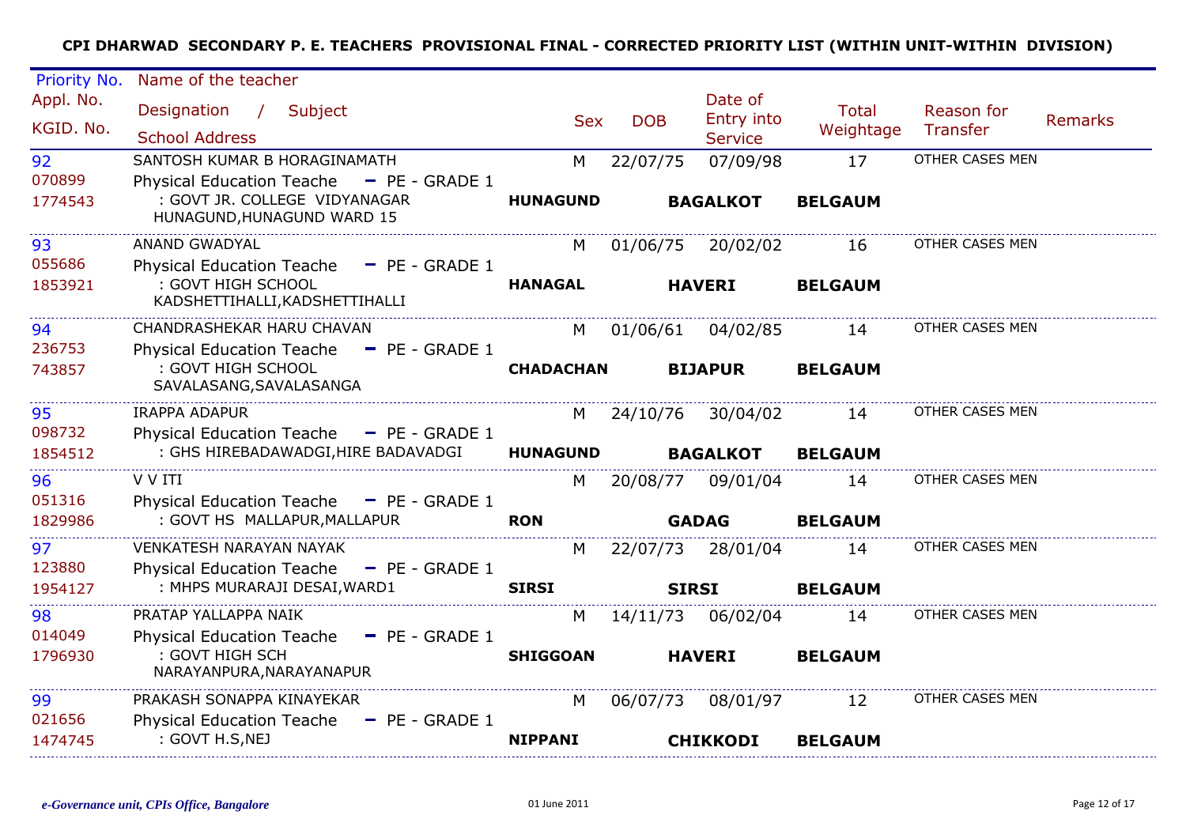**CPI DHARWAD SECONDARY P. E. TEACHERS PROVISIONAL FINAL - CORRECTED PRIORITY LIST (WITHIN UNIT-WITHIN DIVISION)**

| Priority No. / Appl. No. / KGID. No. | Name of the teacher / Designation / Subject / School Address | Sex | DOB | Date of Entry into Service | Total Weightage | Reason for Transfer | Remarks |
|---|---|---|---|---|---|---|---|
| 92<br>070899<br>1774543 | SANTOSH KUMAR B HORAGINAMATH<br>Physical Education Teache - PE - GRADE 1<br>: GOVT JR. COLLEGE VIDYANAGAR HUNAGUND,HUNAGUND WARD 15<br>**HUNAGUND** **BAGALKOT** **BELGAUM** | M | 22/07/75 | 07/09/98 | 17 | OTHER CASES MEN | |
| 93<br>055686<br>1853921 | ANAND GWADYAL<br>Physical Education Teache - PE - GRADE 1<br>: GOVT HIGH SCHOOL KADSHETTIHALLI,KADSHETTIHALLI<br>**HANAGAL** **HAVERI** **BELGAUM** | M | 01/06/75 | 20/02/02 | 16 | OTHER CASES MEN | |
| 94<br>236753<br>743857 | CHANDRASHEKAR HARU CHAVAN<br>Physical Education Teache - PE - GRADE 1<br>: GOVT HIGH SCHOOL SAVALASANG,SAVALASANGA<br>**CHADACHAN** **BIJAPUR** **BELGAUM** | M | 01/06/61 | 04/02/85 | 14 | OTHER CASES MEN | |
| 95<br>098732<br>1854512 | IRAPPA ADAPUR<br>Physical Education Teache - PE - GRADE 1<br>: GHS HIREBADAWADGI,HIRE BADAVADGI<br>**HUNAGUND** **BAGALKOT** **BELGAUM** | M | 24/10/76 | 30/04/02 | 14 | OTHER CASES MEN | |
| 96<br>051316<br>1829986 | V V ITI<br>Physical Education Teache - PE - GRADE 1<br>: GOVT HS MALLAPUR,MALLAPUR<br>**RON** **GADAG** **BELGAUM** | M | 20/08/77 | 09/01/04 | 14 | OTHER CASES MEN | |
| 97<br>123880<br>1954127 | VENKATESH NARAYAN NAYAK<br>Physical Education Teache - PE - GRADE 1<br>: MHPS MURARAJI DESAI,WARD1<br>**SIRSI** **SIRSI** **BELGAUM** | M | 22/07/73 | 28/01/04 | 14 | OTHER CASES MEN | |
| 98<br>014049<br>1796930 | PRATAP YALLAPPA NAIK<br>Physical Education Teache - PE - GRADE 1<br>: GOVT HIGH SCH NARAYANPURA,NARAYANAPUR<br>**SHIGGOAN** **HAVERI** **BELGAUM** | M | 14/11/73 | 06/02/04 | 14 | OTHER CASES MEN | |
| 99<br>021656<br>1474745 | PRAKASH SONAPPA KINAYEKAR<br>Physical Education Teache - PE - GRADE 1<br>: GOVT H.S,NEJ<br>**NIPPANI** **CHIKKODI** **BELGAUM** | M | 06/07/73 | 08/01/97 | 12 | OTHER CASES MEN | |

*e-Governance unit, CPIs Office, Bangalore* 01 June 2011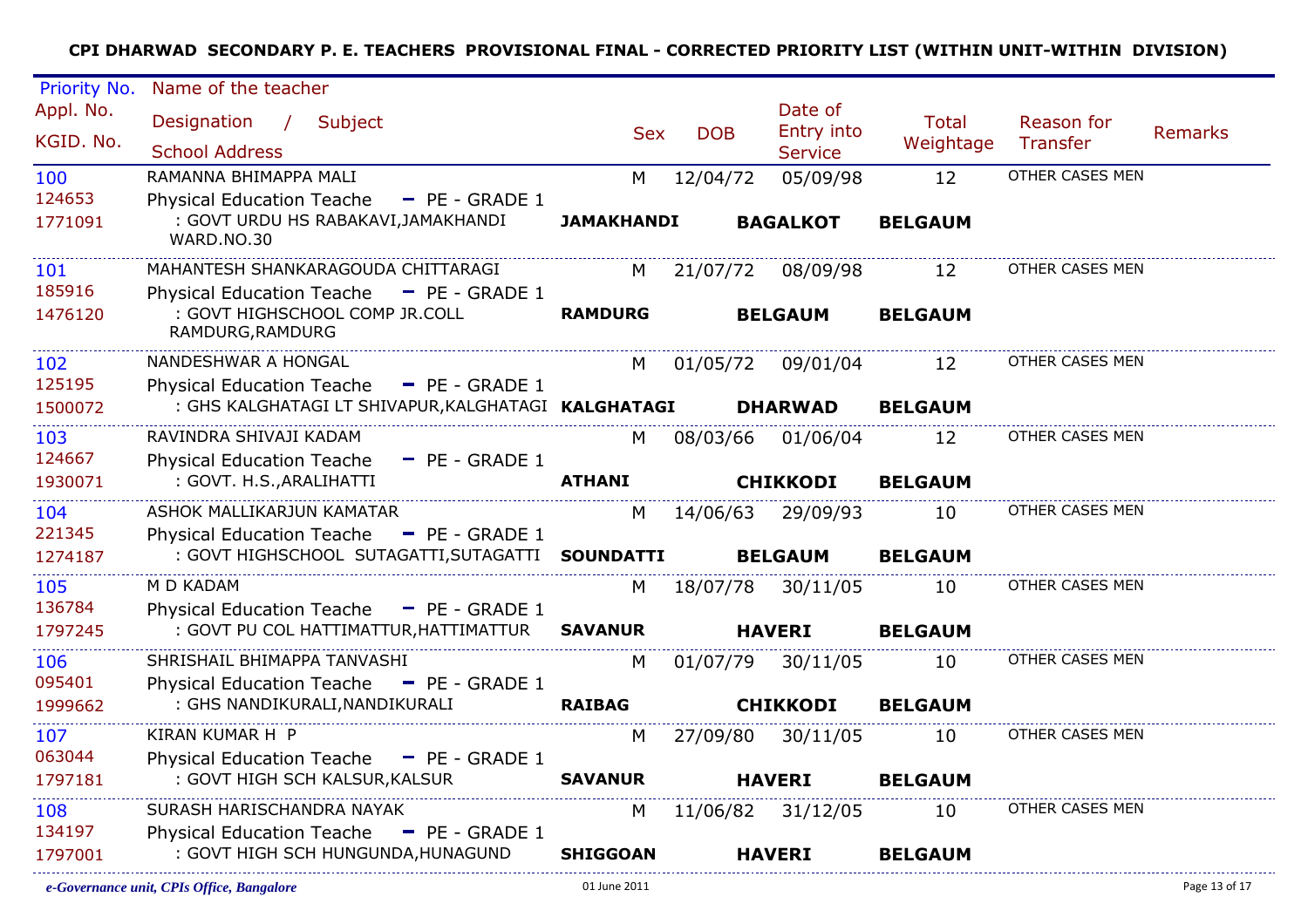**CPI DHARWAD SECONDARY P. E. TEACHERS PROVISIONAL FINAL - CORRECTED PRIORITY LIST (WITHIN UNIT-WITHIN DIVISION)**

| Priority No. / Appl. No. / KGID. No. | Name of the teacher / Designation / Subject / School Address | Sex | DOB | Date of Entry into Service | Total Weightage | Reason for Transfer | Remarks |
|---|---|---|---|---|---|---|---|
| 100 / 124653 / 1771091 | RAMANNA BHIMAPPA MALI / Physical Education Teache - PE - GRADE 1 / : GOVT URDU HS RABAKAVI,JAMAKHANDI WARD.NO.30 / **JAMAKHANDI** **BAGALKOT** **BELGAUM** | M | 12/04/72 | 05/09/98 | 12 | OTHER CASES MEN | |
| 101 / 185916 / 1476120 | MAHANTESH SHANKARAGOUDA CHITTARAGI / Physical Education Teache - PE - GRADE 1 / : GOVT HIGHSCHOOL COMP JR.COLL RAMDURG,RAMDURG / **RAMDURG** **BELGAUM** **BELGAUM** | M | 21/07/72 | 08/09/98 | 12 | OTHER CASES MEN | |
| 102 / 125195 / 1500072 | NANDESHWAR A HONGAL / Physical Education Teache - PE - GRADE 1 / : GHS KALGHATAGI LT SHIVAPUR,KALGHATAGI / **KALGHATAGI** **DHARWAD** **BELGAUM** | M | 01/05/72 | 09/01/04 | 12 | OTHER CASES MEN | |
| 103 / 124667 / 1930071 | RAVINDRA SHIVAJI KADAM / Physical Education Teache - PE - GRADE 1 / : GOVT. H.S.,ARALIHATTI / **ATHANI** **CHIKKODI** **BELGAUM** | M | 08/03/66 | 01/06/04 | 12 | OTHER CASES MEN | |
| 104 / 221345 / 1274187 | ASHOK MALLIKARJUN KAMATAR / Physical Education Teache - PE - GRADE 1 / : GOVT HIGHSCHOOL SUTAGATTI,SUTAGATTI / **SOUNDATTI** **BELGAUM** **BELGAUM** | M | 14/06/63 | 29/09/93 | 10 | OTHER CASES MEN | |
| 105 / 136784 / 1797245 | M D KADAM / Physical Education Teache - PE - GRADE 1 / : GOVT PU COL HATTIMATTUR,HATTIMATTUR / **SAVANUR** **HAVERI** **BELGAUM** | M | 18/07/78 | 30/11/05 | 10 | OTHER CASES MEN | |
| 106 / 095401 / 1999662 | SHRISHAIL BHIMAPPA TANVASHI / Physical Education Teache - PE - GRADE 1 / : GHS NANDIKURALI,NANDIKURALI / **RAIBAG** **CHIKKODI** **BELGAUM** | M | 01/07/79 | 30/11/05 | 10 | OTHER CASES MEN | |
| 107 / 063044 / 1797181 | KIRAN KUMAR H P / Physical Education Teache - PE - GRADE 1 / : GOVT HIGH SCH KALSUR,KALSUR / **SAVANUR** **HAVERI** **BELGAUM** | M | 27/09/80 | 30/11/05 | 10 | OTHER CASES MEN | |
| 108 / 134197 / 1797001 | SURASH HARISCHANDRA NAYAK / Physical Education Teache - PE - GRADE 1 / : GOVT HIGH SCH HUNGUNDA,HUNAGUND / **SHIGGOAN** **HAVERI** **BELGAUM** | M | 11/06/82 | 31/12/05 | 10 | OTHER CASES MEN | |

*e-Governance unit, CPIs Office, Bangalore* 01 June 2011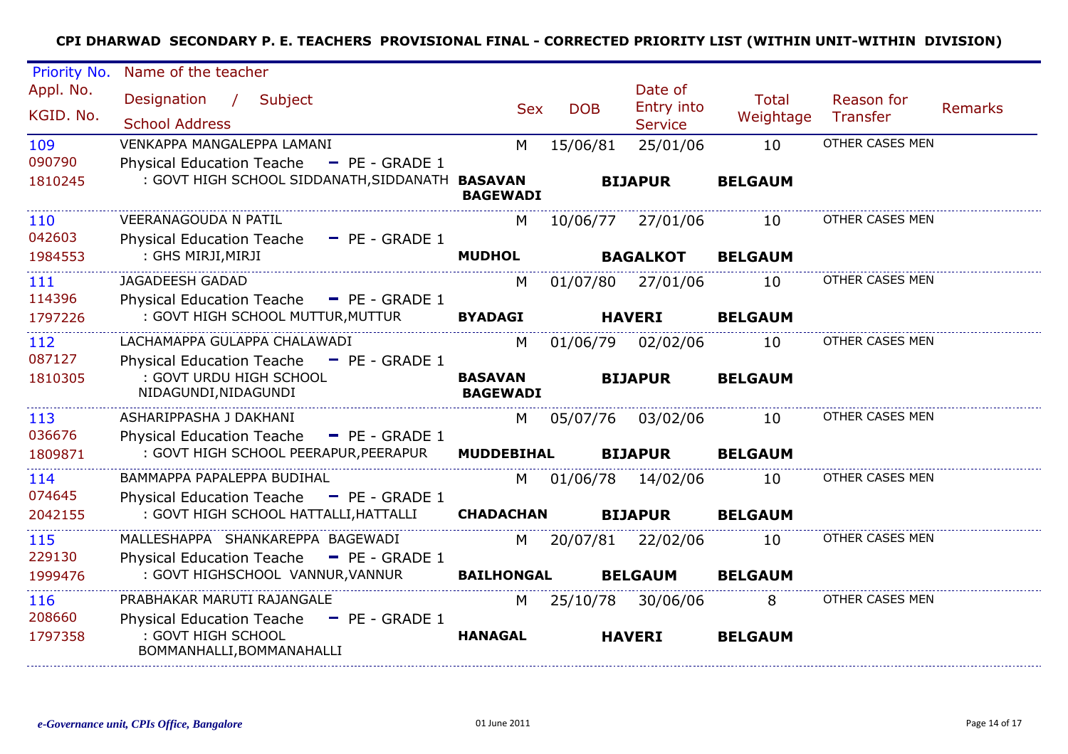**CPI DHARWAD SECONDARY P. E. TEACHERS PROVISIONAL FINAL - CORRECTED PRIORITY LIST (WITHIN UNIT-WITHIN DIVISION)**

| Priority No. / Appl. No. / KGID. No. | Name of the teacher / Designation / Subject / School Address | Sex | DOB | Date of Entry into Service | Total Weightage | Reason for Transfer | Remarks |
|---|---|---|---|---|---|---|---|
| 109 / 090790 / 1810245 | VENKAPPA MANGALEPPA LAMANI / Physical Education Teache - PE - GRADE 1 / : GOVT HIGH SCHOOL SIDDANATH,SIDDANATH **BASAVAN BAGEWADI** **BIJAPUR** **BELGAUM** | M | 15/06/81 | 25/01/06 | 10 | OTHER CASES MEN | |
| 110 / 042603 / 1984553 | VEERANAGOUDA N PATIL / Physical Education Teache - PE - GRADE 1 / : GHS MIRJI,MIRJI **MUDHOL** **BAGALKOT** **BELGAUM** | M | 10/06/77 | 27/01/06 | 10 | OTHER CASES MEN | |
| 111 / 114396 / 1797226 | JAGADEESH GADAD / Physical Education Teache - PE - GRADE 1 / : GOVT HIGH SCHOOL MUTTUR,MUTTUR **BYADAGI** **HAVERI** **BELGAUM** | M | 01/07/80 | 27/01/06 | 10 | OTHER CASES MEN | |
| 112 / 087127 / 1810305 | LACHAMAPPA GULAPPA CHALAWADI / Physical Education Teache - PE - GRADE 1 / : GOVT URDU HIGH SCHOOL NIDAGUNDI,NIDAGUNDI **BASAVAN BAGEWADI** **BIJAPUR** **BELGAUM** | M | 01/06/79 | 02/02/06 | 10 | OTHER CASES MEN | |
| 113 / 036676 / 1809871 | ASHARIPPASHA J DAKHANI / Physical Education Teache - PE - GRADE 1 / : GOVT HIGH SCHOOL PEERAPUR,PEERAPUR **MUDDEBIHAL** **BIJAPUR** **BELGAUM** | M | 05/07/76 | 03/02/06 | 10 | OTHER CASES MEN | |
| 114 / 074645 / 2042155 | BAMMAPPA PAPALEPPA BUDIHAL / Physical Education Teache - PE - GRADE 1 / : GOVT HIGH SCHOOL HATTALLI,HATTALLI **CHADACHAN** **BIJAPUR** **BELGAUM** | M | 01/06/78 | 14/02/06 | 10 | OTHER CASES MEN | |
| 115 / 229130 / 1999476 | MALLESHAPPA SHANKAREPPA BAGEWADI / Physical Education Teache - PE - GRADE 1 / : GOVT HIGHSCHOOL VANNUR,VANNUR **BAILHONGAL** **BELGAUM** **BELGAUM** | M | 20/07/81 | 22/02/06 | 10 | OTHER CASES MEN | |
| 116 / 208660 / 1797358 | PRABHAKAR MARUTI RAJANGALE / Physical Education Teache - PE - GRADE 1 / : GOVT HIGH SCHOOL BOMMANHALLI,BOMMANAHALLI **HANAGAL** **HAVERI** **BELGAUM** | M | 25/10/78 | 30/06/06 | 8 | OTHER CASES MEN | |

*e-Governance unit, CPIs Office, Bangalore* 01 June 2011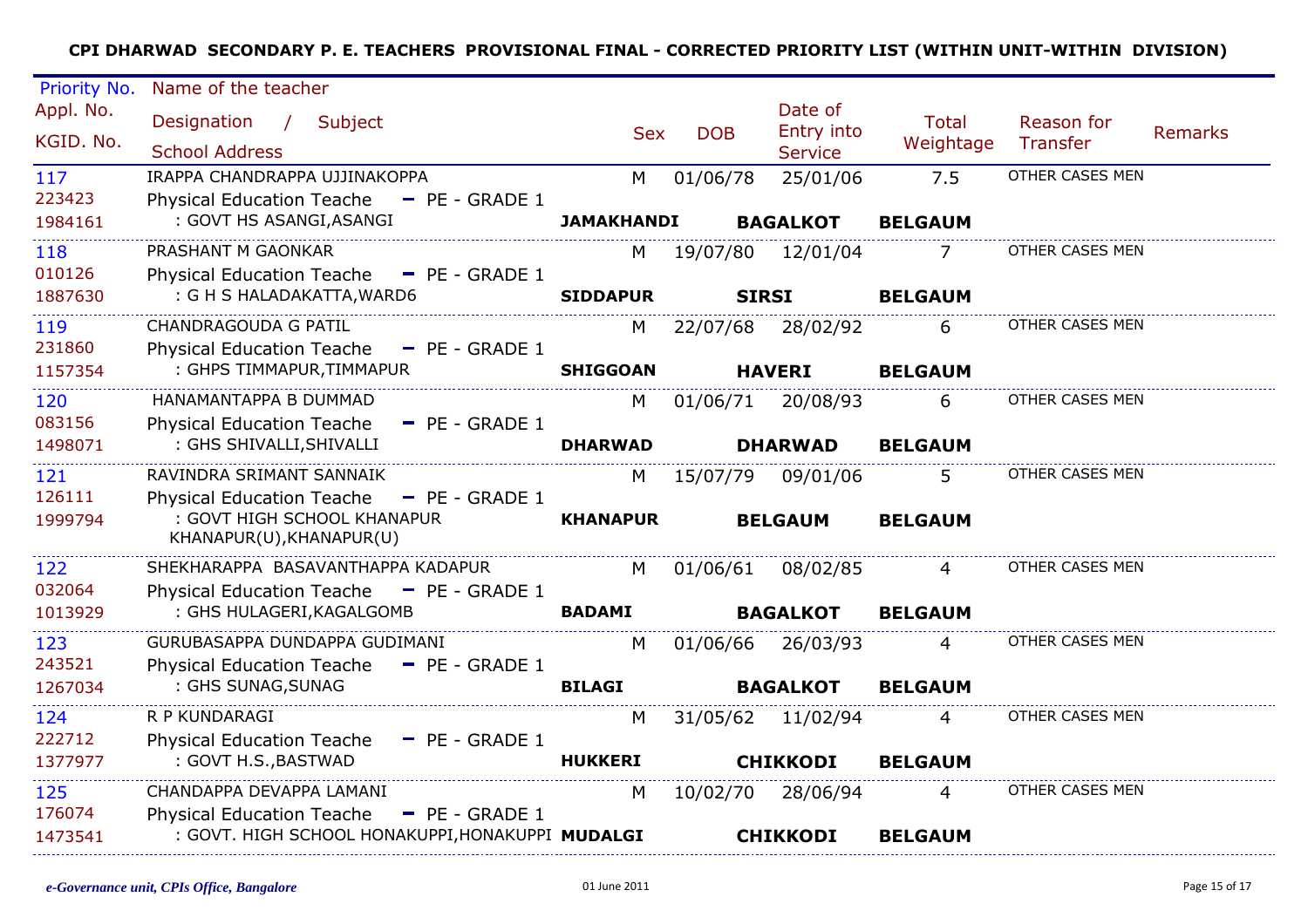**CPI DHARWAD SECONDARY P. E. TEACHERS PROVISIONAL FINAL - CORRECTED PRIORITY LIST (WITHIN UNIT-WITHIN DIVISION)**

| Priority No. / Appl. No. / KGID. No. | Name of the teacher / Designation / Subject / School Address | Sex | DOB | Date of Entry into Service | Total Weightage | Reason for Transfer | Remarks |
|---|---|---|---|---|---|---|---|
| 117 / 223423 / 1984161 | IRAPPA CHANDRAPPA UJJINAKOPPA / Physical Education Teache - PE - GRADE 1 / : GOVT HS ASANGI,ASANGI / **JAMAKHANDI** **BAGALKOT** **BELGAUM** | M | 01/06/78 | 25/01/06 | 7.5 | OTHER CASES MEN | |
| 118 / 010126 / 1887630 | PRASHANT M GAONKAR / Physical Education Teache - PE - GRADE 1 / : G H S HALADAKATTA,WARD6 / **SIDDAPUR** **SIRSI** **BELGAUM** | M | 19/07/80 | 12/01/04 | 7 | OTHER CASES MEN | |
| 119 / 231860 / 1157354 | CHANDRAGOUDA G PATIL / Physical Education Teache - PE - GRADE 1 / : GHPS TIMMAPUR,TIMMAPUR / **SHIGGOAN** **HAVERI** **BELGAUM** | M | 22/07/68 | 28/02/92 | 6 | OTHER CASES MEN | |
| 120 / 083156 / 1498071 | HANAMANTAPPA B DUMMAD / Physical Education Teache - PE - GRADE 1 / : GHS SHIVALLI,SHIVALLI / **DHARWAD** **DHARWAD** **BELGAUM** | M | 01/06/71 | 20/08/93 | 6 | OTHER CASES MEN | |
| 121 / 126111 / 1999794 | RAVINDRA SRIMANT SANNAIK / Physical Education Teache - PE - GRADE 1 / : GOVT HIGH SCHOOL KHANAPUR KHANAPUR(U),KHANAPUR(U) / **KHANAPUR** **BELGAUM** **BELGAUM** | M | 15/07/79 | 09/01/06 | 5 | OTHER CASES MEN | |
| 122 / 032064 / 1013929 | SHEKHARAPPA BASAVANTHAPPA KADAPUR / Physical Education Teache - PE - GRADE 1 / : GHS HULAGERI,KAGALGOMB / **BADAMI** **BAGALKOT** **BELGAUM** | M | 01/06/61 | 08/02/85 | 4 | OTHER CASES MEN | |
| 123 / 243521 / 1267034 | GURUBASAPPA DUNDAPPA GUDIMANI / Physical Education Teache - PE - GRADE 1 / : GHS SUNAG,SUNAG / **BILAGI** **BAGALKOT** **BELGAUM** | M | 01/06/66 | 26/03/93 | 4 | OTHER CASES MEN | |
| 124 / 222712 / 1377977 | R P KUNDARAGI / Physical Education Teache - PE - GRADE 1 / : GOVT H.S.,BASTWAD / **HUKKERI** **CHIKKODI** **BELGAUM** | M | 31/05/62 | 11/02/94 | 4 | OTHER CASES MEN | |
| 125 / 176074 / 1473541 | CHANDAPPA DEVAPPA LAMANI / Physical Education Teache - PE - GRADE 1 / : GOVT. HIGH SCHOOL HONAKUPPI,HONAKUPPI / **MUDALGI** **CHIKKODI** **BELGAUM** | M | 10/02/70 | 28/06/94 | 4 | OTHER CASES MEN | |

*e-Governance unit, CPIs Office, Bangalore* 01 June 2011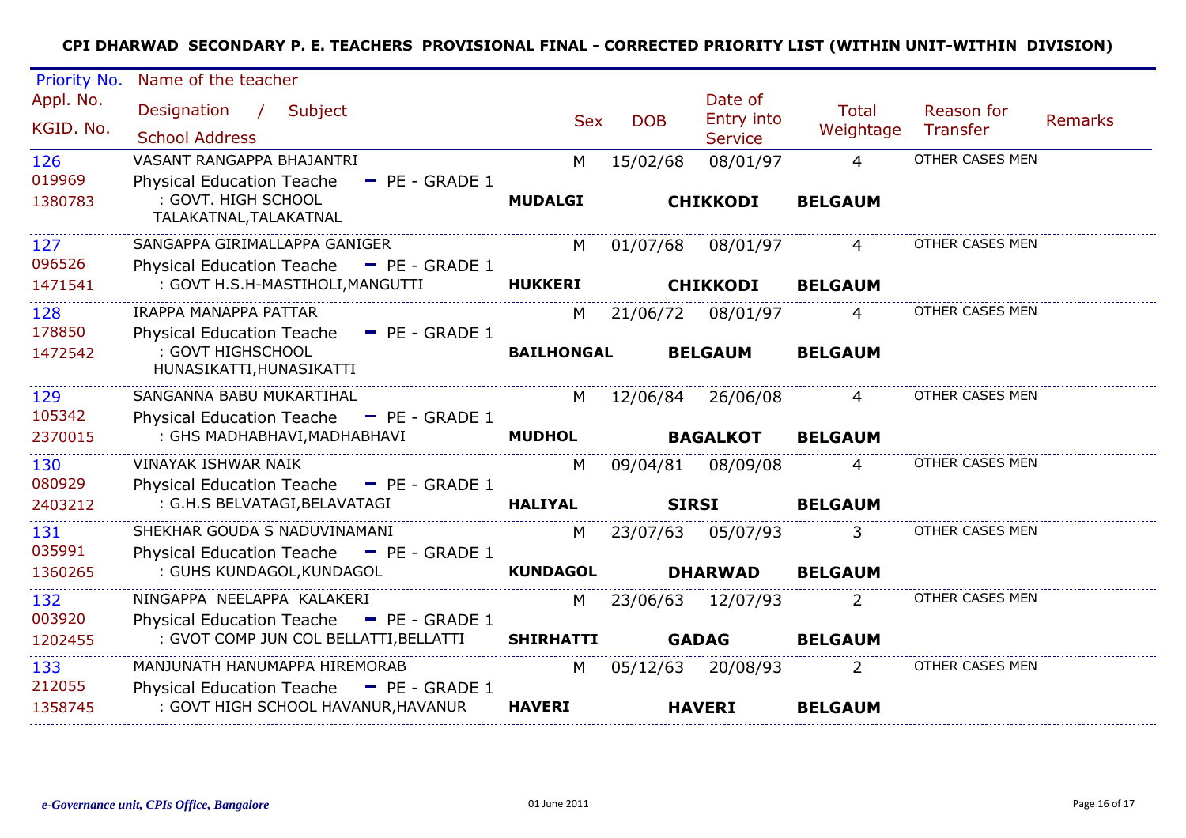# CPI DHARWAD SECONDARY P. E. TEACHERS PROVISIONAL FINAL - CORRECTED PRIORITY LIST (WITHIN UNIT-WITHIN DIVISION)

| Priority No. / Appl. No. / KGID. No. | Name of the teacher / Designation / Subject / School Address | Sex | DOB | Date of Entry into Service | Total Weightage | Reason for Transfer | Remarks |
|---|---|---|---|---|---|---|---|
| 126 / 019969 / 1380783 | VASANT RANGAPPA BHAJANTRI / Physical Education Teache - PE - GRADE 1 / : GOVT. HIGH SCHOOL TALAKATNAL,TALAKATNAL / **MUDALGI** **CHIKKODI** **BELGAUM** | M | 15/02/68 | 08/01/97 | 4 | OTHER CASES MEN | |
| 127 / 096526 / 1471541 | SANGAPPA GIRIMALLAPPA GANIGER / Physical Education Teache - PE - GRADE 1 / : GOVT H.S.H-MASTIHOLI,MANGUTTI / **HUKKERI** **CHIKKODI** **BELGAUM** | M | 01/07/68 | 08/01/97 | 4 | OTHER CASES MEN | |
| 128 / 178850 / 1472542 | IRAPPA MANAPPA PATTAR / Physical Education Teache - PE - GRADE 1 / : GOVT HIGHSCHOOL HUNASIKATTI,HUNASIKATTI / **BAILHONGAL** **BELGAUM** **BELGAUM** | M | 21/06/72 | 08/01/97 | 4 | OTHER CASES MEN | |
| 129 / 105342 / 2370015 | SANGANNA BABU MUKARTIHAL / Physical Education Teache - PE - GRADE 1 / : GHS MADHABHAVI,MADHABHAVI / **MUDHOL** **BAGALKOT** **BELGAUM** | M | 12/06/84 | 26/06/08 | 4 | OTHER CASES MEN | |
| 130 / 080929 / 2403212 | VINAYAK ISHWAR NAIK / Physical Education Teache - PE - GRADE 1 / : G.H.S BELVATAGI,BELAVATAGI / **HALIYAL** **SIRSI** **BELGAUM** | M | 09/04/81 | 08/09/08 | 4 | OTHER CASES MEN | |
| 131 / 035991 / 1360265 | SHEKHAR GOUDA S NADUVINAMANI / Physical Education Teache - PE - GRADE 1 / : GUHS KUNDAGOL,KUNDAGOL / **KUNDAGOL** **DHARWAD** **BELGAUM** | M | 23/07/63 | 05/07/93 | 3 | OTHER CASES MEN | |
| 132 / 003920 / 1202455 | NINGAPPA NEELAPPA KALAKERI / Physical Education Teache - PE - GRADE 1 / : GVOT COMP JUN COL BELLATTI,BELLATTI / **SHIRHATTI** **GADAG** **BELGAUM** | M | 23/06/63 | 12/07/93 | 2 | OTHER CASES MEN | |
| 133 / 212055 / 1358745 | MANJUNATH HANUMAPPA HIREMORAB / Physical Education Teache - PE - GRADE 1 / : GOVT HIGH SCHOOL HAVANUR,HAVANUR / **HAVERI** **HAVERI** **BELGAUM** | M | 05/12/63 | 20/08/93 | 2 | OTHER CASES MEN | |

*e-Governance unit, CPIs Office, Bangalore* 01 June 2011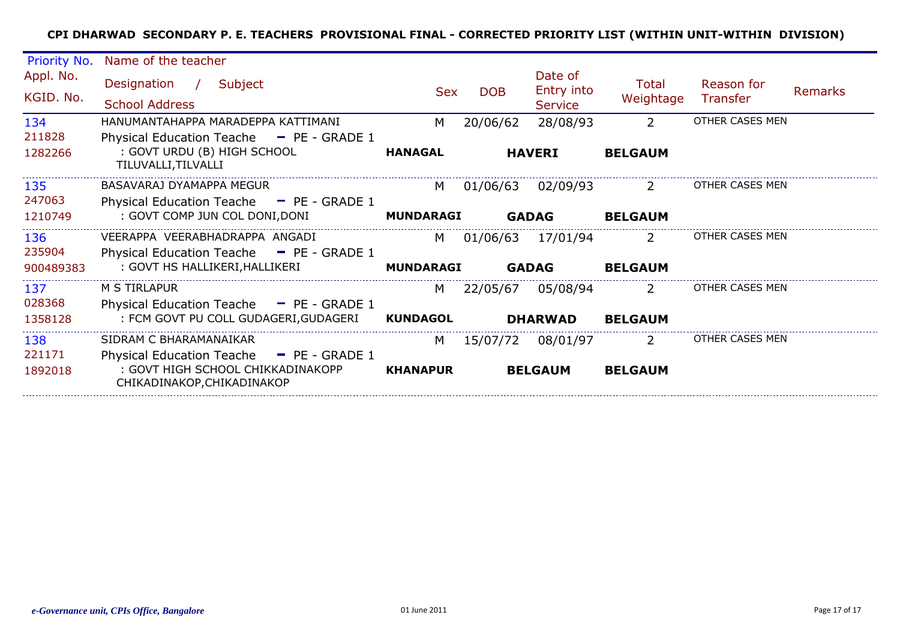**CPI DHARWAD SECONDARY P. E. TEACHERS PROVISIONAL FINAL - CORRECTED PRIORITY LIST (WITHIN UNIT-WITHIN DIVISION)**

| Priority No. / Appl. No. / KGID. No. | Name of the teacher / Designation / Subject / School Address | Sex | DOB | Date of Entry into Service | Total Weightage | Reason for Transfer | Remarks |
|---|---|---|---|---|---|---|---|
| 134<br>211828<br>1282266 | HANUMANTAHAPPA MARADEPPA KATTIMANI<br>Physical Education Teache - PE - GRADE 1<br>: GOVT URDU (B) HIGH SCHOOL TILUVALLI,TILVALLI | M<br>**HANAGAL** | 20/06/62 | 28/08/93<br>**HAVERI** | 2<br>**BELGAUM** | OTHER CASES MEN | |
| 135<br>247063<br>1210749 | BASAVARAJ DYAMAPPA MEGUR<br>Physical Education Teache - PE - GRADE 1<br>: GOVT COMP JUN COL DONI,DONI | M<br>**MUNDARAGI** | 01/06/63 | 02/09/93<br>**GADAG** | 2<br>**BELGAUM** | OTHER CASES MEN | |
| 136<br>235904<br>900489383 | VEERAPPA VEERABHADRAPPA ANGADI<br>Physical Education Teache - PE - GRADE 1<br>: GOVT HS HALLIKERI,HALLIKERI | M<br>**MUNDARAGI** | 01/06/63 | 17/01/94<br>**GADAG** | 2<br>**BELGAUM** | OTHER CASES MEN | |
| 137<br>028368<br>1358128 | M S TIRLAPUR<br>Physical Education Teache - PE - GRADE 1<br>: FCM GOVT PU COLL GUDAGERI,GUDAGERI | M<br>**KUNDAGOL** | 22/05/67 | 05/08/94<br>**DHARWAD** | 2<br>**BELGAUM** | OTHER CASES MEN | |
| 138<br>221171<br>1892018 | SIDRAM C BHARAMANAIKAR<br>Physical Education Teache - PE - GRADE 1<br>: GOVT HIGH SCHOOL CHIKKADINAKOPP CHIKADINAKOP,CHIKADINAKOP | M<br>**KHANAPUR** | 15/07/72 | 08/01/97<br>**BELGAUM** | 2<br>**BELGAUM** | OTHER CASES MEN | |

*e-Governance unit, CPIs Office, Bangalore*

01 June 2011